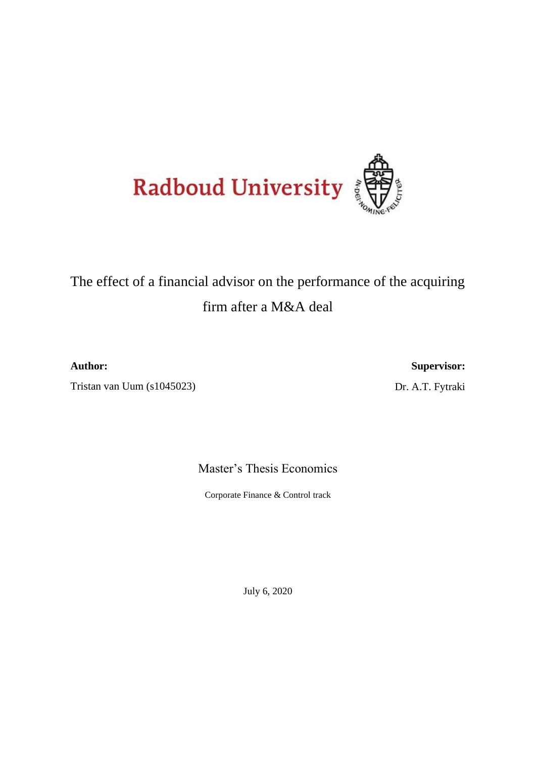Radbound University

# The effect of a financial advisor on the performance of the acquiring firm after a M&A deal

**Author:**

Tristan van Uum (s1045023)

**Supervisor:**

Dr. A.T. Fytraki

Master's Thesis Economics

Corporate Finance & Control track

July 6, 2020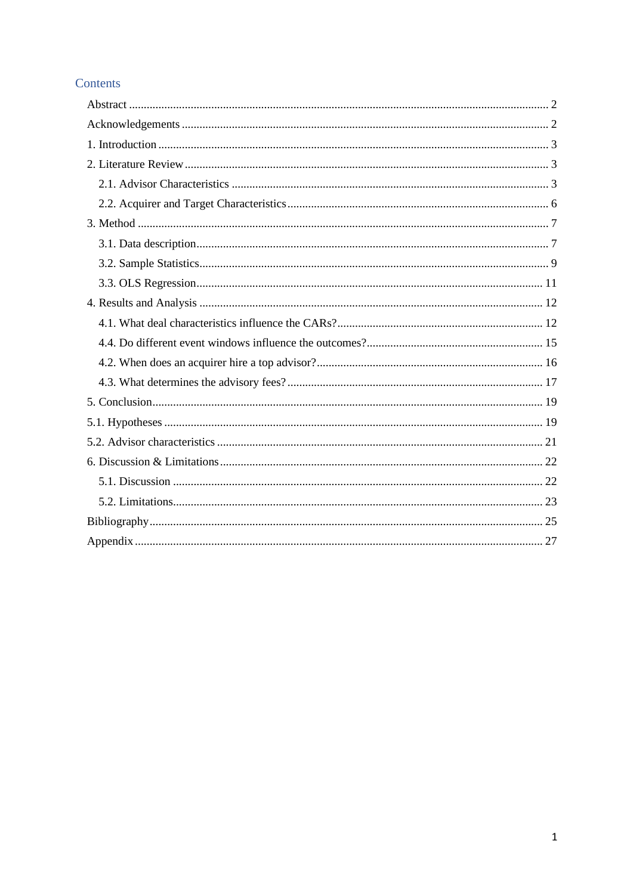## Contents

- Abstract ..... 2
- Acknowledgements ..... 2
- 1. Introduction ..... 3
- 2. Literature Review ..... 3
  - 2.1. Advisor Characteristics ..... 3
  - 2.2. Acquirer and Target Characteristics ..... 6
- 3. Method ..... 7
  - 3.1. Data description ..... 7
  - 3.2. Sample Statistics ..... 9
  - 3.3. OLS Regression ..... 11
- 4. Results and Analysis ..... 12
  - 4.1. What deal characteristics influence the CARs? ..... 12
  - 4.4. Do different event windows influence the outcomes? ..... 15
  - 4.2. When does an acquirer hire a top advisor? ..... 16
  - 4.3. What determines the advisory fees? ..... 17
- 5. Conclusion ..... 19
- 5.1. Hypotheses ..... 19
- 5.2. Advisor characteristics ..... 21
- 6. Discussion & Limitations ..... 22
  - 5.1. Discussion ..... 22
  - 5.2. Limitations ..... 23
- Bibliography ..... 25
- Appendix ..... 27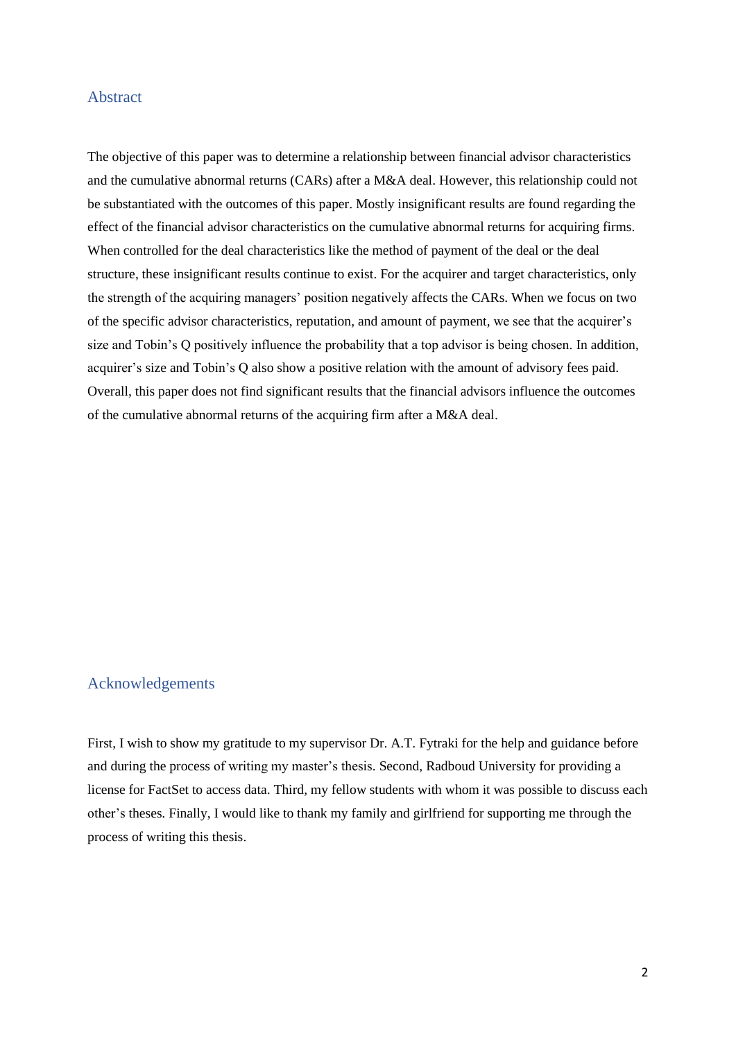## Abstract

The objective of this paper was to determine a relationship between financial advisor characteristics and the cumulative abnormal returns (CARs) after a M&A deal. However, this relationship could not be substantiated with the outcomes of this paper. Mostly insignificant results are found regarding the effect of the financial advisor characteristics on the cumulative abnormal returns for acquiring firms. When controlled for the deal characteristics like the method of payment of the deal or the deal structure, these insignificant results continue to exist. For the acquirer and target characteristics, only the strength of the acquiring managers' position negatively affects the CARs. When we focus on two of the specific advisor characteristics, reputation, and amount of payment, we see that the acquirer's size and Tobin's Q positively influence the probability that a top advisor is being chosen. In addition, acquirer's size and Tobin's Q also show a positive relation with the amount of advisory fees paid. Overall, this paper does not find significant results that the financial advisors influence the outcomes of the cumulative abnormal returns of the acquiring firm after a M&A deal.

## Acknowledgements

First, I wish to show my gratitude to my supervisor Dr. A.T. Fytraki for the help and guidance before and during the process of writing my master's thesis. Second, Radboud University for providing a license for FactSet to access data. Third, my fellow students with whom it was possible to discuss each other's theses. Finally, I would like to thank my family and girlfriend for supporting me through the process of writing this thesis.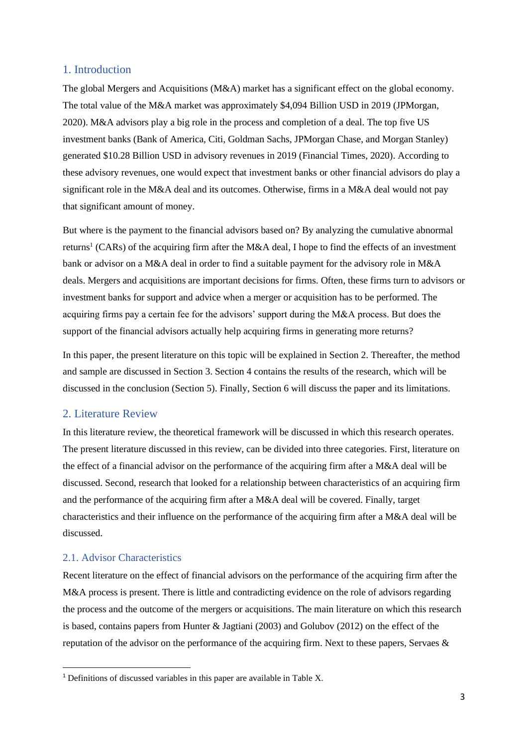## 1. Introduction

The global Mergers and Acquisitions (M&A) market has a significant effect on the global economy. The total value of the M&A market was approximately $4,094 Billion USD in 2019 (JPMorgan, 2020). M&A advisors play a big role in the process and completion of a deal. The top five US investment banks (Bank of America, Citi, Goldman Sachs, JPMorgan Chase, and Morgan Stanley) generated $10.28 Billion USD in advisory revenues in 2019 (Financial Times, 2020). According to these advisory revenues, one would expect that investment banks or other financial advisors do play a significant role in the M&A deal and its outcomes. Otherwise, firms in a M&A deal would not pay that significant amount of money.

But where is the payment to the financial advisors based on? By analyzing the cumulative abnormal returns[1] (CARs) of the acquiring firm after the M&A deal, I hope to find the effects of an investment bank or advisor on a M&A deal in order to find a suitable payment for the advisory role in M&A deals. Mergers and acquisitions are important decisions for firms. Often, these firms turn to advisors or investment banks for support and advice when a merger or acquisition has to be performed. The acquiring firms pay a certain fee for the advisors' support during the M&A process. But does the support of the financial advisors actually help acquiring firms in generating more returns?

In this paper, the present literature on this topic will be explained in Section 2. Thereafter, the method and sample are discussed in Section 3. Section 4 contains the results of the research, which will be discussed in the conclusion (Section 5). Finally, Section 6 will discuss the paper and its limitations.

## 2. Literature Review

In this literature review, the theoretical framework will be discussed in which this research operates. The present literature discussed in this review, can be divided into three categories. First, literature on the effect of a financial advisor on the performance of the acquiring firm after a M&A deal will be discussed. Second, research that looked for a relationship between characteristics of an acquiring firm and the performance of the acquiring firm after a M&A deal will be covered. Finally, target characteristics and their influence on the performance of the acquiring firm after a M&A deal will be discussed.

### 2.1. Advisor Characteristics

Recent literature on the effect of financial advisors on the performance of the acquiring firm after the M&A process is present. There is little and contradicting evidence on the role of advisors regarding the process and the outcome of the mergers or acquisitions. The main literature on which this research is based, contains papers from Hunter & Jagtiani (2003) and Golubov (2012) on the effect of the reputation of the advisor on the performance of the acquiring firm. Next to these papers, Servaes &

[1] Definitions of discussed variables in this paper are available in Table X.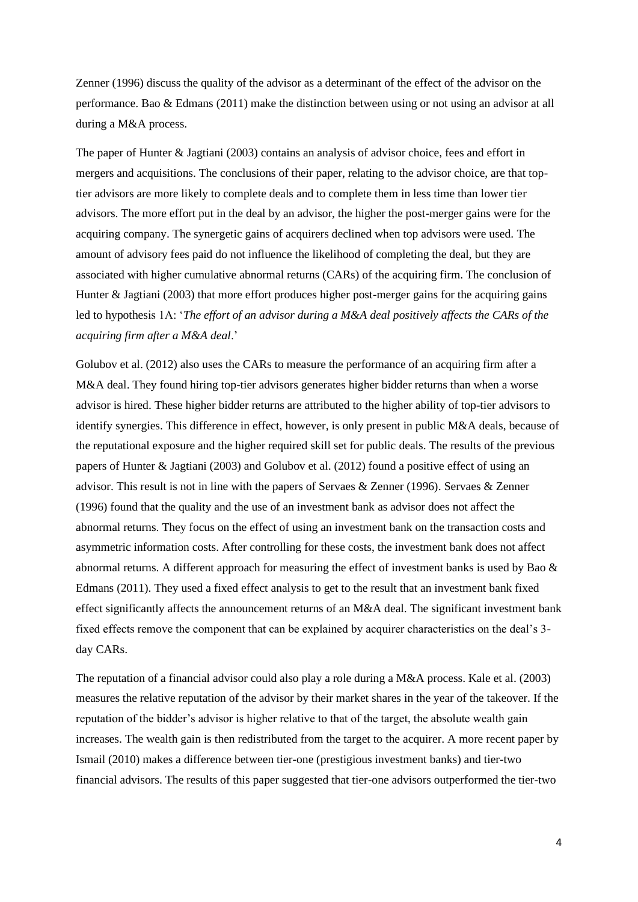Zenner (1996) discuss the quality of the advisor as a determinant of the effect of the advisor on the performance. Bao & Edmans (2011) make the distinction between using or not using an advisor at all during a M&A process.

The paper of Hunter & Jagtiani (2003) contains an analysis of advisor choice, fees and effort in mergers and acquisitions. The conclusions of their paper, relating to the advisor choice, are that top-tier advisors are more likely to complete deals and to complete them in less time than lower tier advisors. The more effort put in the deal by an advisor, the higher the post-merger gains were for the acquiring company. The synergetic gains of acquirers declined when top advisors were used. The amount of advisory fees paid do not influence the likelihood of completing the deal, but they are associated with higher cumulative abnormal returns (CARs) of the acquiring firm. The conclusion of Hunter & Jagtiani (2003) that more effort produces higher post-merger gains for the acquiring gains led to hypothesis 1A: '*The effort of an advisor during a M&A deal positively affects the CARs of the acquiring firm after a M&A deal*.'

Golubov et al. (2012) also uses the CARs to measure the performance of an acquiring firm after a M&A deal. They found hiring top-tier advisors generates higher bidder returns than when a worse advisor is hired. These higher bidder returns are attributed to the higher ability of top-tier advisors to identify synergies. This difference in effect, however, is only present in public M&A deals, because of the reputational exposure and the higher required skill set for public deals. The results of the previous papers of Hunter & Jagtiani (2003) and Golubov et al. (2012) found a positive effect of using an advisor. This result is not in line with the papers of Servaes & Zenner (1996). Servaes & Zenner (1996) found that the quality and the use of an investment bank as advisor does not affect the abnormal returns. They focus on the effect of using an investment bank on the transaction costs and asymmetric information costs. After controlling for these costs, the investment bank does not affect abnormal returns. A different approach for measuring the effect of investment banks is used by Bao & Edmans (2011). They used a fixed effect analysis to get to the result that an investment bank fixed effect significantly affects the announcement returns of an M&A deal. The significant investment bank fixed effects remove the component that can be explained by acquirer characteristics on the deal's 3-day CARs.

The reputation of a financial advisor could also play a role during a M&A process. Kale et al. (2003) measures the relative reputation of the advisor by their market shares in the year of the takeover. If the reputation of the bidder's advisor is higher relative to that of the target, the absolute wealth gain increases. The wealth gain is then redistributed from the target to the acquirer. A more recent paper by Ismail (2010) makes a difference between tier-one (prestigious investment banks) and tier-two financial advisors. The results of this paper suggested that tier-one advisors outperformed the tier-two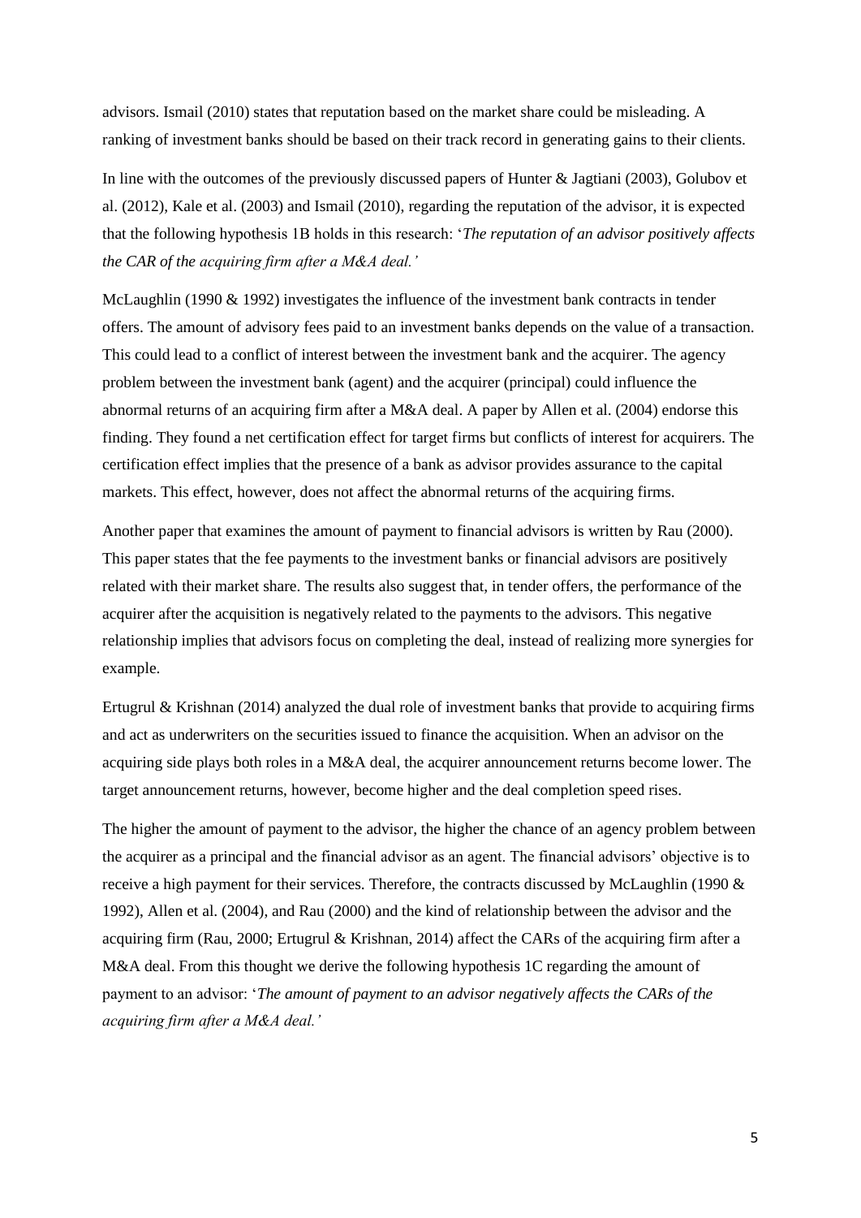advisors. Ismail (2010) states that reputation based on the market share could be misleading. A ranking of investment banks should be based on their track record in generating gains to their clients.

In line with the outcomes of the previously discussed papers of Hunter & Jagtiani (2003), Golubov et al. (2012), Kale et al. (2003) and Ismail (2010), regarding the reputation of the advisor, it is expected that the following hypothesis 1B holds in this research: '*The reputation of an advisor positively affects the CAR of the acquiring firm after a M&A deal.'*

McLaughlin (1990 & 1992) investigates the influence of the investment bank contracts in tender offers. The amount of advisory fees paid to an investment banks depends on the value of a transaction. This could lead to a conflict of interest between the investment bank and the acquirer. The agency problem between the investment bank (agent) and the acquirer (principal) could influence the abnormal returns of an acquiring firm after a M&A deal. A paper by Allen et al. (2004) endorse this finding. They found a net certification effect for target firms but conflicts of interest for acquirers. The certification effect implies that the presence of a bank as advisor provides assurance to the capital markets. This effect, however, does not affect the abnormal returns of the acquiring firms.

Another paper that examines the amount of payment to financial advisors is written by Rau (2000). This paper states that the fee payments to the investment banks or financial advisors are positively related with their market share. The results also suggest that, in tender offers, the performance of the acquirer after the acquisition is negatively related to the payments to the advisors. This negative relationship implies that advisors focus on completing the deal, instead of realizing more synergies for example.

Ertugrul & Krishnan (2014) analyzed the dual role of investment banks that provide to acquiring firms and act as underwriters on the securities issued to finance the acquisition. When an advisor on the acquiring side plays both roles in a M&A deal, the acquirer announcement returns become lower. The target announcement returns, however, become higher and the deal completion speed rises.

The higher the amount of payment to the advisor, the higher the chance of an agency problem between the acquirer as a principal and the financial advisor as an agent. The financial advisors' objective is to receive a high payment for their services. Therefore, the contracts discussed by McLaughlin (1990 & 1992), Allen et al. (2004), and Rau (2000) and the kind of relationship between the advisor and the acquiring firm (Rau, 2000; Ertugrul & Krishnan, 2014) affect the CARs of the acquiring firm after a M&A deal. From this thought we derive the following hypothesis 1C regarding the amount of payment to an advisor: '*The amount of payment to an advisor negatively affects the CARs of the acquiring firm after a M&A deal.'*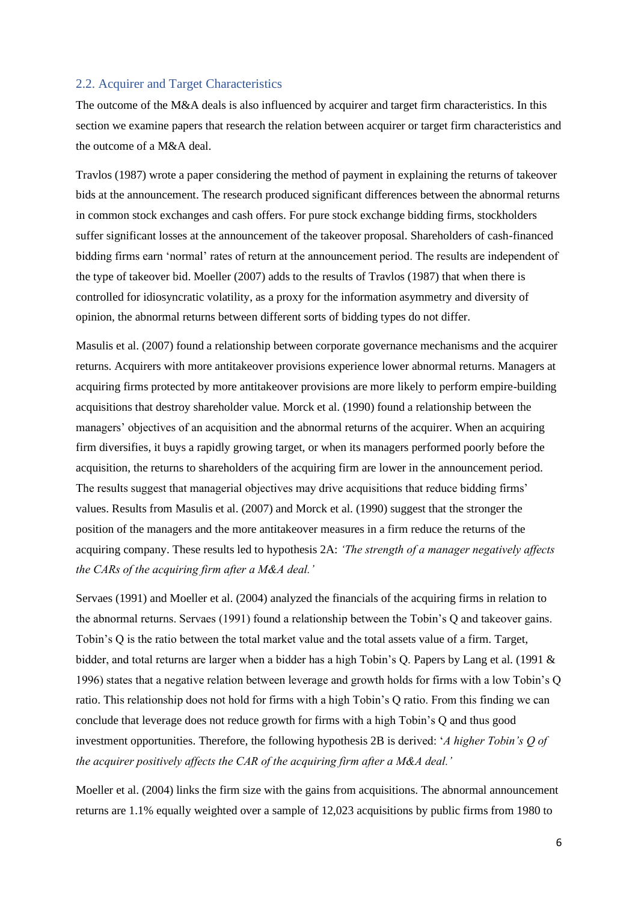## 2.2. Acquirer and Target Characteristics

The outcome of the M&A deals is also influenced by acquirer and target firm characteristics. In this section we examine papers that research the relation between acquirer or target firm characteristics and the outcome of a M&A deal.

Travlos (1987) wrote a paper considering the method of payment in explaining the returns of takeover bids at the announcement. The research produced significant differences between the abnormal returns in common stock exchanges and cash offers. For pure stock exchange bidding firms, stockholders suffer significant losses at the announcement of the takeover proposal. Shareholders of cash-financed bidding firms earn 'normal' rates of return at the announcement period. The results are independent of the type of takeover bid. Moeller (2007) adds to the results of Travlos (1987) that when there is controlled for idiosyncratic volatility, as a proxy for the information asymmetry and diversity of opinion, the abnormal returns between different sorts of bidding types do not differ.

Masulis et al. (2007) found a relationship between corporate governance mechanisms and the acquirer returns. Acquirers with more antitakeover provisions experience lower abnormal returns. Managers at acquiring firms protected by more antitakeover provisions are more likely to perform empire-building acquisitions that destroy shareholder value. Morck et al. (1990) found a relationship between the managers' objectives of an acquisition and the abnormal returns of the acquirer. When an acquiring firm diversifies, it buys a rapidly growing target, or when its managers performed poorly before the acquisition, the returns to shareholders of the acquiring firm are lower in the announcement period. The results suggest that managerial objectives may drive acquisitions that reduce bidding firms' values. Results from Masulis et al. (2007) and Morck et al. (1990) suggest that the stronger the position of the managers and the more antitakeover measures in a firm reduce the returns of the acquiring company. These results led to hypothesis 2A: *'The strength of a manager negatively affects the CARs of the acquiring firm after a M&A deal.'*

Servaes (1991) and Moeller et al. (2004) analyzed the financials of the acquiring firms in relation to the abnormal returns. Servaes (1991) found a relationship between the Tobin's Q and takeover gains. Tobin's Q is the ratio between the total market value and the total assets value of a firm. Target, bidder, and total returns are larger when a bidder has a high Tobin's Q. Papers by Lang et al. (1991 & 1996) states that a negative relation between leverage and growth holds for firms with a low Tobin's Q ratio. This relationship does not hold for firms with a high Tobin's Q ratio. From this finding we can conclude that leverage does not reduce growth for firms with a high Tobin's Q and thus good investment opportunities. Therefore, the following hypothesis 2B is derived: '*A higher Tobin's Q of the acquirer positively affects the CAR of the acquiring firm after a M&A deal.*'

Moeller et al. (2004) links the firm size with the gains from acquisitions. The abnormal announcement returns are 1.1% equally weighted over a sample of 12,023 acquisitions by public firms from 1980 to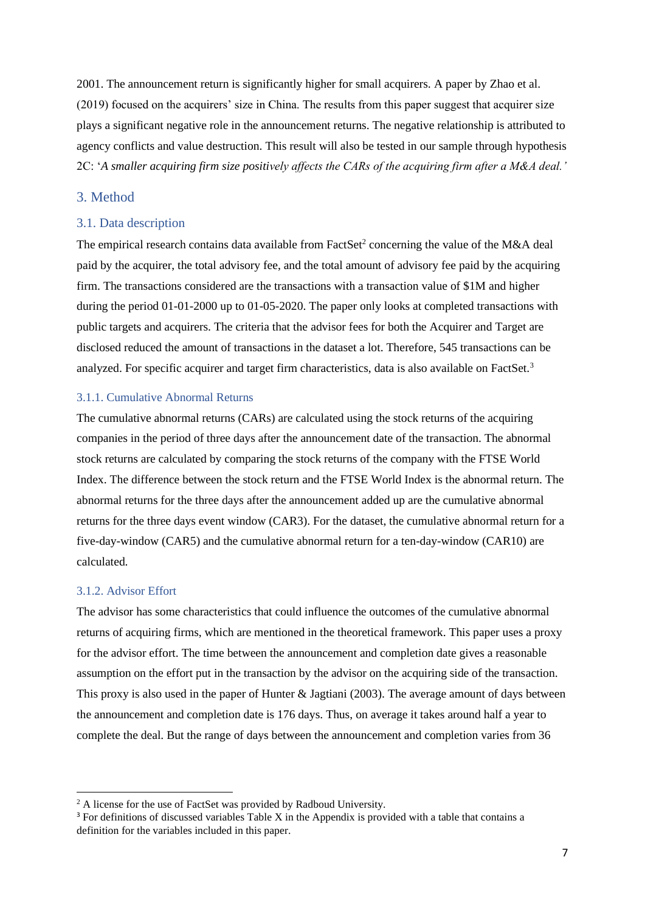2001. The announcement return is significantly higher for small acquirers. A paper by Zhao et al. (2019) focused on the acquirers' size in China. The results from this paper suggest that acquirer size plays a significant negative role in the announcement returns. The negative relationship is attributed to agency conflicts and value destruction. This result will also be tested in our sample through hypothesis 2C: '*A smaller acquiring firm size positively affects the CARs of the acquiring firm after a M&A deal.'*

## 3. Method

### 3.1. Data description

The empirical research contains data available from FactSet[2] concerning the value of the M&A deal paid by the acquirer, the total advisory fee, and the total amount of advisory fee paid by the acquiring firm. The transactions considered are the transactions with a transaction value of $1M and higher during the period 01-01-2000 up to 01-05-2020. The paper only looks at completed transactions with public targets and acquirers. The criteria that the advisor fees for both the Acquirer and Target are disclosed reduced the amount of transactions in the dataset a lot. Therefore, 545 transactions can be analyzed. For specific acquirer and target firm characteristics, data is also available on FactSet.[3]

#### 3.1.1. Cumulative Abnormal Returns

The cumulative abnormal returns (CARs) are calculated using the stock returns of the acquiring companies in the period of three days after the announcement date of the transaction. The abnormal stock returns are calculated by comparing the stock returns of the company with the FTSE World Index. The difference between the stock return and the FTSE World Index is the abnormal return. The abnormal returns for the three days after the announcement added up are the cumulative abnormal returns for the three days event window (CAR3). For the dataset, the cumulative abnormal return for a five-day-window (CAR5) and the cumulative abnormal return for a ten-day-window (CAR10) are calculated.

#### 3.1.2. Advisor Effort

The advisor has some characteristics that could influence the outcomes of the cumulative abnormal returns of acquiring firms, which are mentioned in the theoretical framework. This paper uses a proxy for the advisor effort. The time between the announcement and completion date gives a reasonable assumption on the effort put in the transaction by the advisor on the acquiring side of the transaction. This proxy is also used in the paper of Hunter & Jagtiani (2003). The average amount of days between the announcement and completion date is 176 days. Thus, on average it takes around half a year to complete the deal. But the range of days between the announcement and completion varies from 36

---

[2] A license for the use of FactSet was provided by Radboud University.

[3] For definitions of discussed variables Table X in the Appendix is provided with a table that contains a definition for the variables included in this paper.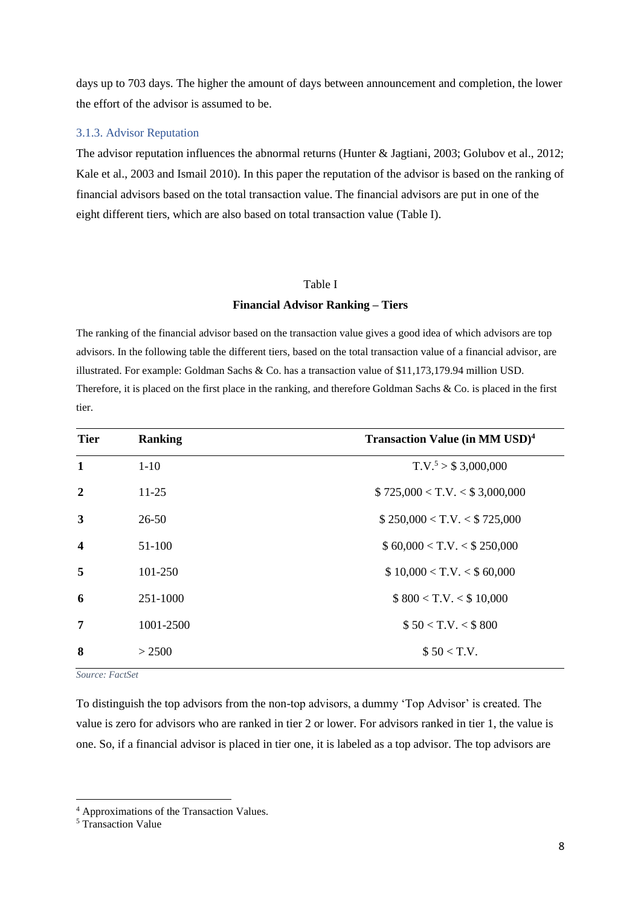days up to 703 days. The higher the amount of days between announcement and completion, the lower the effort of the advisor is assumed to be.

### 3.1.3. Advisor Reputation

The advisor reputation influences the abnormal returns (Hunter & Jagtiani, 2003; Golubov et al., 2012; Kale et al., 2003 and Ismail 2010). In this paper the reputation of the advisor is based on the ranking of financial advisors based on the total transaction value. The financial advisors are put in one of the eight different tiers, which are also based on total transaction value (Table I).

Table I

**Financial Advisor Ranking – Tiers**

The ranking of the financial advisor based on the transaction value gives a good idea of which advisors are top advisors. In the following table the different tiers, based on the total transaction value of a financial advisor, are illustrated. For example: Goldman Sachs & Co. has a transaction value of $11,173,179.94 million USD. Therefore, it is placed on the first place in the ranking, and therefore Goldman Sachs & Co. is placed in the first tier.

| Tier | Ranking | Transaction Value (in MM USD)[4] |
|---|---|---|
| **1** | 1-10 | T.V.[5] > $ 3,000,000 |
| **2** | 11-25 | $ 725,000 < T.V. < $ 3,000,000 |
| **3** | 26-50 | $ 250,000 < T.V. < $ 725,000 |
| **4** | 51-100 | $ 60,000 < T.V. < $ 250,000 |
| **5** | 101-250 | $ 10,000 < T.V. < $ 60,000 |
| **6** | 251-1000 | $ 800 < T.V. < $ 10,000 |
| **7** | 1001-2500 | $ 50 < T.V. < $ 800 |
| **8** | > 2500 | $ 50 < T.V. |

*Source: FactSet*

To distinguish the top advisors from the non-top advisors, a dummy 'Top Advisor' is created. The value is zero for advisors who are ranked in tier 2 or lower. For advisors ranked in tier 1, the value is one. So, if a financial advisor is placed in tier one, it is labeled as a top advisor. The top advisors are

[4] Approximations of the Transaction Values.

[5] Transaction Value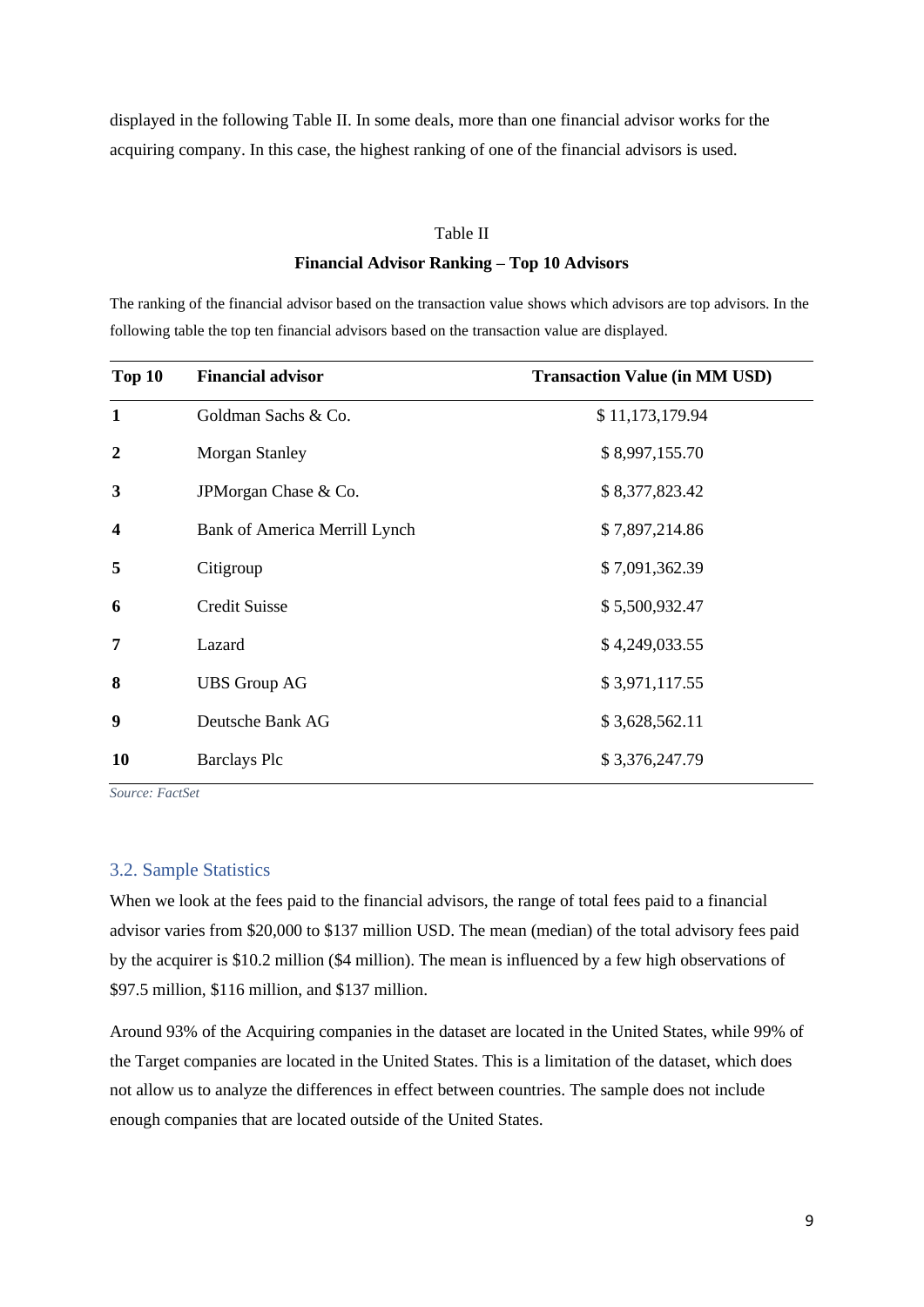displayed in the following Table II. In some deals, more than one financial advisor works for the acquiring company. In this case, the highest ranking of one of the financial advisors is used.

Table II

**Financial Advisor Ranking – Top 10 Advisors**

The ranking of the financial advisor based on the transaction value shows which advisors are top advisors. In the following table the top ten financial advisors based on the transaction value are displayed.

| Top 10 | Financial advisor | Transaction Value (in MM USD) |
|---|---|---|
| **1** | Goldman Sachs & Co. | $ 11,173,179.94 |
| **2** | Morgan Stanley | $ 8,997,155.70 |
| **3** | JPMorgan Chase & Co. | $ 8,377,823.42 |
| **4** | Bank of America Merrill Lynch | $ 7,897,214.86 |
| **5** | Citigroup | $ 7,091,362.39 |
| **6** | Credit Suisse | $ 5,500,932.47 |
| **7** | Lazard | $ 4,249,033.55 |
| **8** | UBS Group AG | $ 3,971,117.55 |
| **9** | Deutsche Bank AG | $ 3,628,562.11 |
| **10** | Barclays Plc | $ 3,376,247.79 |

*Source: FactSet*

## 3.2. Sample Statistics

When we look at the fees paid to the financial advisors, the range of total fees paid to a financial advisor varies from $20,000 to $137 million USD. The mean (median) of the total advisory fees paid by the acquirer is $10.2 million ($4 million). The mean is influenced by a few high observations of $97.5 million, $116 million, and $137 million.

Around 93% of the Acquiring companies in the dataset are located in the United States, while 99% of the Target companies are located in the United States. This is a limitation of the dataset, which does not allow us to analyze the differences in effect between countries. The sample does not include enough companies that are located outside of the United States.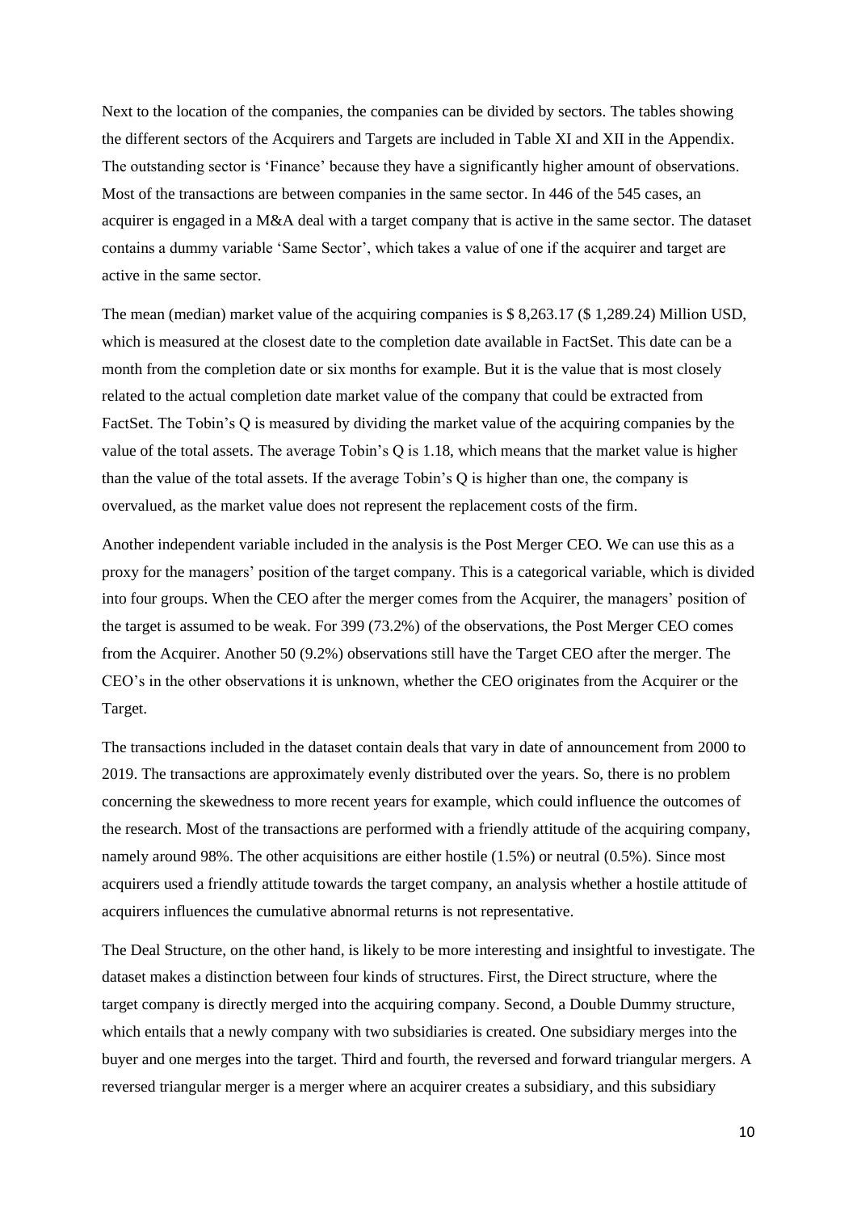Next to the location of the companies, the companies can be divided by sectors. The tables showing the different sectors of the Acquirers and Targets are included in Table XI and XII in the Appendix. The outstanding sector is 'Finance' because they have a significantly higher amount of observations. Most of the transactions are between companies in the same sector. In 446 of the 545 cases, an acquirer is engaged in a M&A deal with a target company that is active in the same sector. The dataset contains a dummy variable 'Same Sector', which takes a value of one if the acquirer and target are active in the same sector.

The mean (median) market value of the acquiring companies is $ 8,263.17 ($ 1,289.24) Million USD, which is measured at the closest date to the completion date available in FactSet. This date can be a month from the completion date or six months for example. But it is the value that is most closely related to the actual completion date market value of the company that could be extracted from FactSet. The Tobin's Q is measured by dividing the market value of the acquiring companies by the value of the total assets. The average Tobin's Q is 1.18, which means that the market value is higher than the value of the total assets. If the average Tobin's Q is higher than one, the company is overvalued, as the market value does not represent the replacement costs of the firm.

Another independent variable included in the analysis is the Post Merger CEO. We can use this as a proxy for the managers' position of the target company. This is a categorical variable, which is divided into four groups. When the CEO after the merger comes from the Acquirer, the managers' position of the target is assumed to be weak. For 399 (73.2%) of the observations, the Post Merger CEO comes from the Acquirer. Another 50 (9.2%) observations still have the Target CEO after the merger. The CEO's in the other observations it is unknown, whether the CEO originates from the Acquirer or the Target.

The transactions included in the dataset contain deals that vary in date of announcement from 2000 to 2019. The transactions are approximately evenly distributed over the years. So, there is no problem concerning the skewedness to more recent years for example, which could influence the outcomes of the research. Most of the transactions are performed with a friendly attitude of the acquiring company, namely around 98%. The other acquisitions are either hostile (1.5%) or neutral (0.5%). Since most acquirers used a friendly attitude towards the target company, an analysis whether a hostile attitude of acquirers influences the cumulative abnormal returns is not representative.

The Deal Structure, on the other hand, is likely to be more interesting and insightful to investigate. The dataset makes a distinction between four kinds of structures. First, the Direct structure, where the target company is directly merged into the acquiring company. Second, a Double Dummy structure, which entails that a newly company with two subsidiaries is created. One subsidiary merges into the buyer and one merges into the target. Third and fourth, the reversed and forward triangular mergers. A reversed triangular merger is a merger where an acquirer creates a subsidiary, and this subsidiary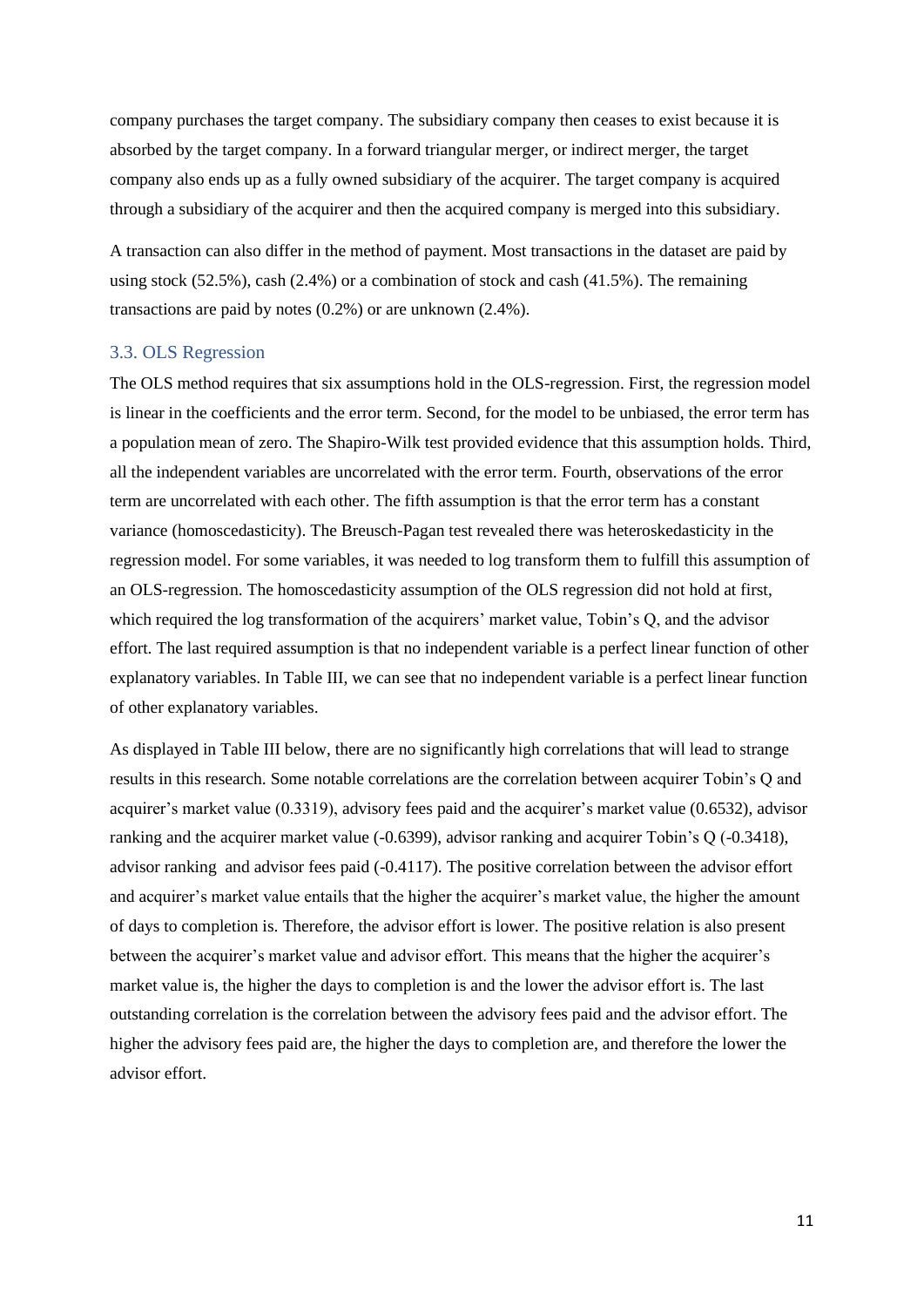company purchases the target company. The subsidiary company then ceases to exist because it is absorbed by the target company. In a forward triangular merger, or indirect merger, the target company also ends up as a fully owned subsidiary of the acquirer. The target company is acquired through a subsidiary of the acquirer and then the acquired company is merged into this subsidiary.

A transaction can also differ in the method of payment. Most transactions in the dataset are paid by using stock (52.5%), cash (2.4%) or a combination of stock and cash (41.5%). The remaining transactions are paid by notes (0.2%) or are unknown (2.4%).

### 3.3. OLS Regression

The OLS method requires that six assumptions hold in the OLS-regression. First, the regression model is linear in the coefficients and the error term. Second, for the model to be unbiased, the error term has a population mean of zero. The Shapiro-Wilk test provided evidence that this assumption holds. Third, all the independent variables are uncorrelated with the error term. Fourth, observations of the error term are uncorrelated with each other. The fifth assumption is that the error term has a constant variance (homoscedasticity). The Breusch-Pagan test revealed there was heteroskedasticity in the regression model. For some variables, it was needed to log transform them to fulfill this assumption of an OLS-regression. The homoscedasticity assumption of the OLS regression did not hold at first, which required the log transformation of the acquirers' market value, Tobin's Q, and the advisor effort. The last required assumption is that no independent variable is a perfect linear function of other explanatory variables. In Table III, we can see that no independent variable is a perfect linear function of other explanatory variables.

As displayed in Table III below, there are no significantly high correlations that will lead to strange results in this research. Some notable correlations are the correlation between acquirer Tobin's Q and acquirer's market value (0.3319), advisory fees paid and the acquirer's market value (0.6532), advisor ranking and the acquirer market value (-0.6399), advisor ranking and acquirer Tobin's Q (-0.3418), advisor ranking and advisor fees paid (-0.4117). The positive correlation between the advisor effort and acquirer's market value entails that the higher the acquirer's market value, the higher the amount of days to completion is. Therefore, the advisor effort is lower. The positive relation is also present between the acquirer's market value and advisor effort. This means that the higher the acquirer's market value is, the higher the days to completion is and the lower the advisor effort is. The last outstanding correlation is the correlation between the advisory fees paid and the advisor effort. The higher the advisory fees paid are, the higher the days to completion are, and therefore the lower the advisor effort.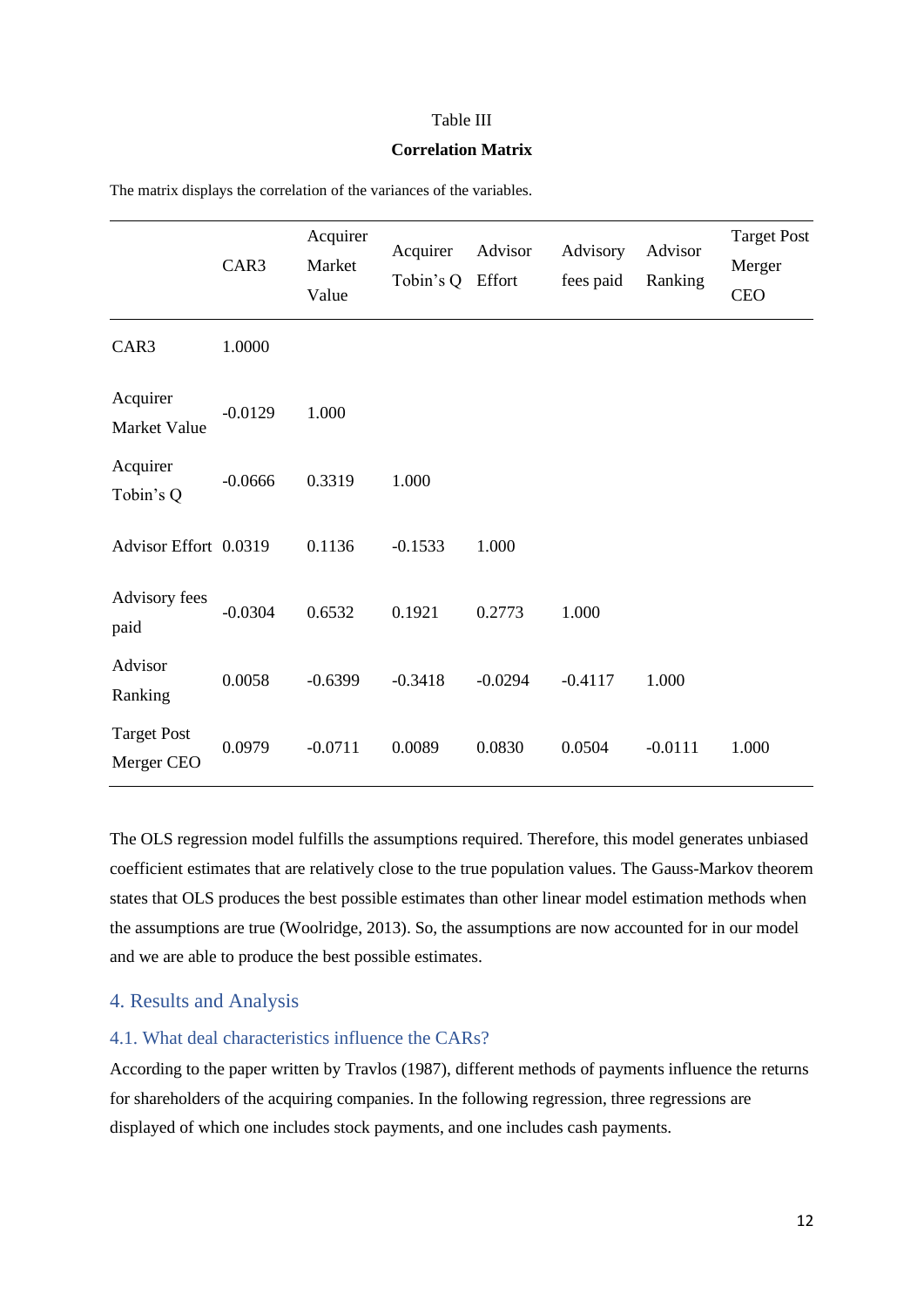Table III

**Correlation Matrix**

The matrix displays the correlation of the variances of the variables.

| | CAR3 | Acquirer Market Value | Acquirer Tobin's Q | Advisor Effort | Advisory fees paid | Advisor Ranking | Target Post Merger CEO |
|---|---|---|---|---|---|---|---|
| CAR3 | 1.0000 | | | | | | |
| Acquirer Market Value | -0.0129 | 1.000 | | | | | |
| Acquirer Tobin's Q | -0.0666 | 0.3319 | 1.000 | | | | |
| Advisor Effort | 0.0319 | 0.1136 | -0.1533 | 1.000 | | | |
| Advisory fees paid | -0.0304 | 0.6532 | 0.1921 | 0.2773 | 1.000 | | |
| Advisor Ranking | 0.0058 | -0.6399 | -0.3418 | -0.0294 | -0.4117 | 1.000 | |
| Target Post Merger CEO | 0.0979 | -0.0711 | 0.0089 | 0.0830 | 0.0504 | -0.0111 | 1.000 |

The OLS regression model fulfills the assumptions required. Therefore, this model generates unbiased coefficient estimates that are relatively close to the true population values. The Gauss-Markov theorem states that OLS produces the best possible estimates than other linear model estimation methods when the assumptions are true (Woolridge, 2013). So, the assumptions are now accounted for in our model and we are able to produce the best possible estimates.

## 4. Results and Analysis

### 4.1. What deal characteristics influence the CARs?

According to the paper written by Travlos (1987), different methods of payments influence the returns for shareholders of the acquiring companies. In the following regression, three regressions are displayed of which one includes stock payments, and one includes cash payments.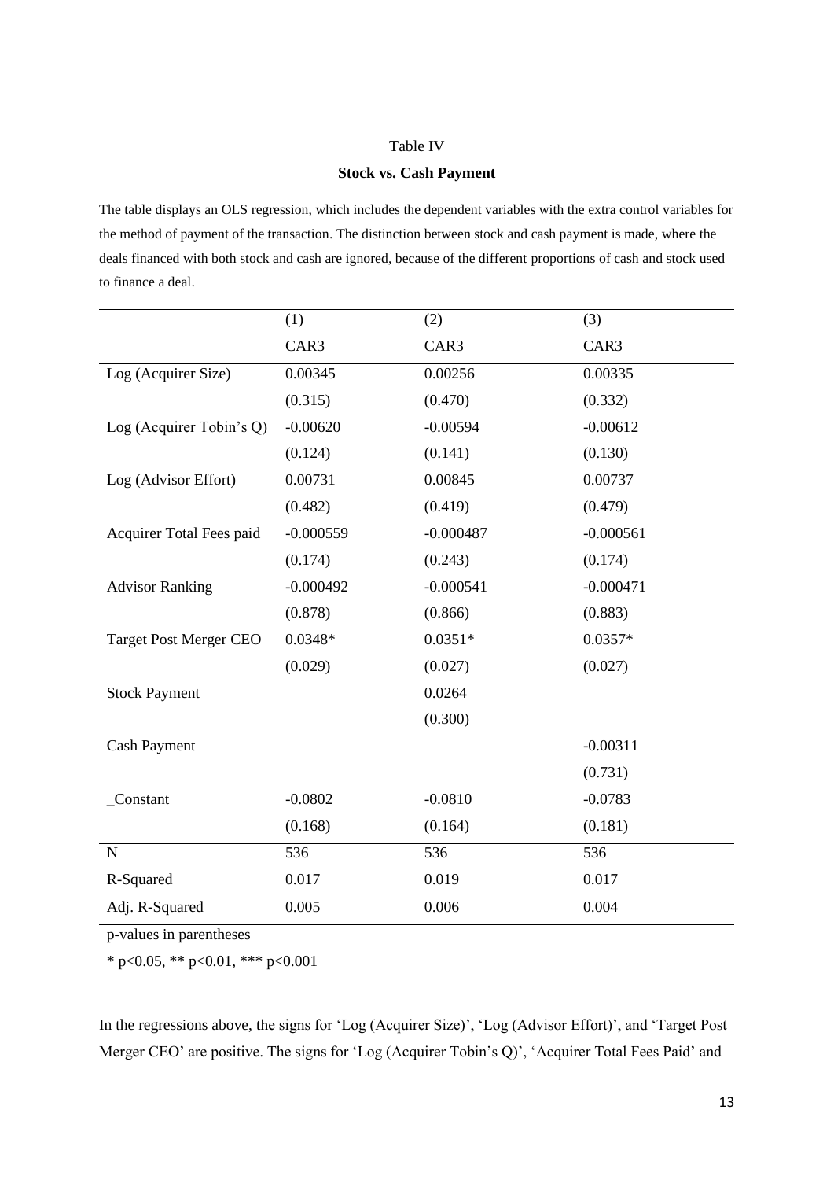Table IV

**Stock vs. Cash Payment**

The table displays an OLS regression, which includes the dependent variables with the extra control variables for the method of payment of the transaction. The distinction between stock and cash payment is made, where the deals financed with both stock and cash are ignored, because of the different proportions of cash and stock used to finance a deal.

| | (1) | (2) | (3) |
|---|---|---|---|
| | CAR3 | CAR3 | CAR3 |
| Log (Acquirer Size) | 0.00345 | 0.00256 | 0.00335 |
| | (0.315) | (0.470) | (0.332) |
| Log (Acquirer Tobin's Q) | -0.00620 | -0.00594 | -0.00612 |
| | (0.124) | (0.141) | (0.130) |
| Log (Advisor Effort) | 0.00731 | 0.00845 | 0.00737 |
| | (0.482) | (0.419) | (0.479) |
| Acquirer Total Fees paid | -0.000559 | -0.000487 | -0.000561 |
| | (0.174) | (0.243) | (0.174) |
| Advisor Ranking | -0.000492 | -0.000541 | -0.000471 |
| | (0.878) | (0.866) | (0.883) |
| Target Post Merger CEO | 0.0348* | 0.0351* | 0.0357* |
| | (0.029) | (0.027) | (0.027) |
| Stock Payment | | 0.0264 | |
| | | (0.300) | |
| Cash Payment | | | -0.00311 |
| | | | (0.731) |
| _Constant | -0.0802 | -0.0810 | -0.0783 |
| | (0.168) | (0.164) | (0.181) |
| N | 536 | 536 | 536 |
| R-Squared | 0.017 | 0.019 | 0.017 |
| Adj. R-Squared | 0.005 | 0.006 | 0.004 |

p-values in parentheses

* p<0.05, ** p<0.01, *** p<0.001

In the regressions above, the signs for 'Log (Acquirer Size)', 'Log (Advisor Effort)', and 'Target Post Merger CEO' are positive. The signs for 'Log (Acquirer Tobin's Q)', 'Acquirer Total Fees Paid' and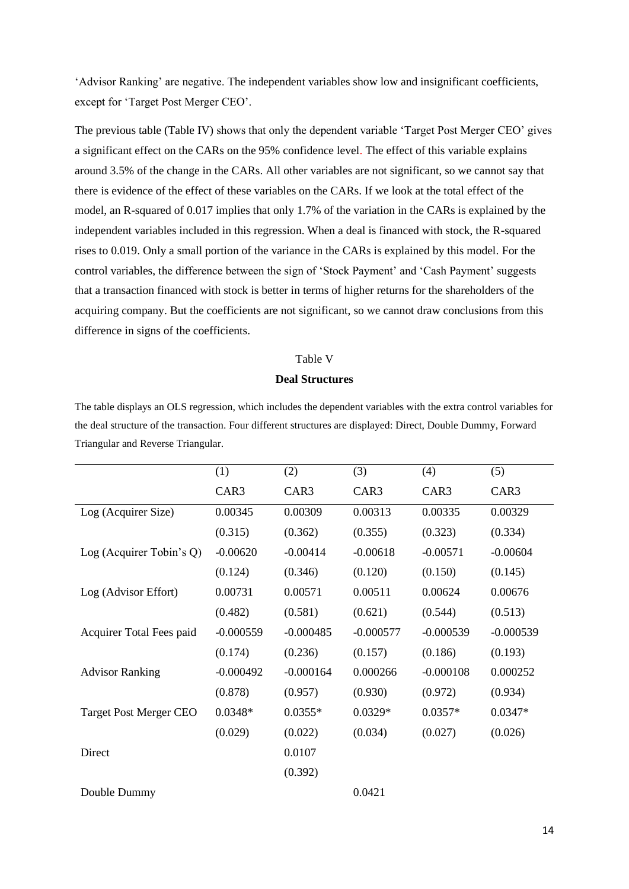'Advisor Ranking' are negative. The independent variables show low and insignificant coefficients, except for 'Target Post Merger CEO'.

The previous table (Table IV) shows that only the dependent variable 'Target Post Merger CEO' gives a significant effect on the CARs on the 95% confidence level. The effect of this variable explains around 3.5% of the change in the CARs. All other variables are not significant, so we cannot say that there is evidence of the effect of these variables on the CARs. If we look at the total effect of the model, an R-squared of 0.017 implies that only 1.7% of the variation in the CARs is explained by the independent variables included in this regression. When a deal is financed with stock, the R-squared rises to 0.019. Only a small portion of the variance in the CARs is explained by this model. For the control variables, the difference between the sign of 'Stock Payment' and 'Cash Payment' suggests that a transaction financed with stock is better in terms of higher returns for the shareholders of the acquiring company. But the coefficients are not significant, so we cannot draw conclusions from this difference in signs of the coefficients.

Table V

**Deal Structures**

The table displays an OLS regression, which includes the dependent variables with the extra control variables for the deal structure of the transaction. Four different structures are displayed: Direct, Double Dummy, Forward Triangular and Reverse Triangular.

| | (1) | (2) | (3) | (4) | (5) |
|---|---|---|---|---|---|
| | CAR3 | CAR3 | CAR3 | CAR3 | CAR3 |
| Log (Acquirer Size) | 0.00345 | 0.00309 | 0.00313 | 0.00335 | 0.00329 |
| | (0.315) | (0.362) | (0.355) | (0.323) | (0.334) |
| Log (Acquirer Tobin's Q) | -0.00620 | -0.00414 | -0.00618 | -0.00571 | -0.00604 |
| | (0.124) | (0.346) | (0.120) | (0.150) | (0.145) |
| Log (Advisor Effort) | 0.00731 | 0.00571 | 0.00511 | 0.00624 | 0.00676 |
| | (0.482) | (0.581) | (0.621) | (0.544) | (0.513) |
| Acquirer Total Fees paid | -0.000559 | -0.000485 | -0.000577 | -0.000539 | -0.000539 |
| | (0.174) | (0.236) | (0.157) | (0.186) | (0.193) |
| Advisor Ranking | -0.000492 | -0.000164 | 0.000266 | -0.000108 | 0.000252 |
| | (0.878) | (0.957) | (0.930) | (0.972) | (0.934) |
| Target Post Merger CEO | 0.0348* | 0.0355* | 0.0329* | 0.0357* | 0.0347* |
| | (0.029) | (0.022) | (0.034) | (0.027) | (0.026) |
| Direct | | 0.0107 | | | |
| | | (0.392) | | | |
| Double Dummy | | | 0.0421 | | |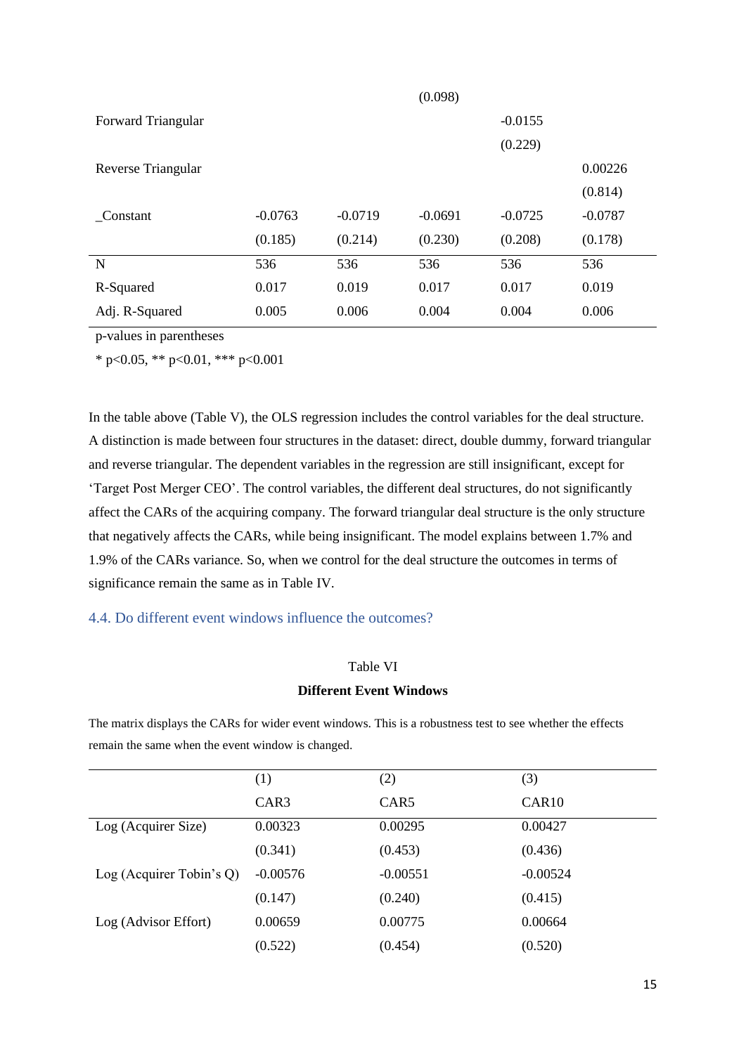| | | | | | |
|---|---|---|---|---|---|
| | | | (0.098) | | |
| Forward Triangular | | | | -0.0155 | |
| | | | | (0.229) | |
| Reverse Triangular | | | | | 0.00226 |
| | | | | | (0.814) |
| _Constant | -0.0763 | -0.0719 | -0.0691 | -0.0725 | -0.0787 |
| | (0.185) | (0.214) | (0.230) | (0.208) | (0.178) |
| N | 536 | 536 | 536 | 536 | 536 |
| R-Squared | 0.017 | 0.019 | 0.017 | 0.017 | 0.019 |
| Adj. R-Squared | 0.005 | 0.006 | 0.004 | 0.004 | 0.006 |

p-values in parentheses

* p<0.05, ** p<0.01, *** p<0.001

In the table above (Table V), the OLS regression includes the control variables for the deal structure. A distinction is made between four structures in the dataset: direct, double dummy, forward triangular and reverse triangular. The dependent variables in the regression are still insignificant, except for 'Target Post Merger CEO'. The control variables, the different deal structures, do not significantly affect the CARs of the acquiring company. The forward triangular deal structure is the only structure that negatively affects the CARs, while being insignificant. The model explains between 1.7% and 1.9% of the CARs variance. So, when we control for the deal structure the outcomes in terms of significance remain the same as in Table IV.

### 4.4. Do different event windows influence the outcomes?

Table VI

**Different Event Windows**

The matrix displays the CARs for wider event windows. This is a robustness test to see whether the effects remain the same when the event window is changed.

| | (1) | (2) | (3) |
|---|---|---|---|
| | CAR3 | CAR5 | CAR10 |
| Log (Acquirer Size) | 0.00323 | 0.00295 | 0.00427 |
| | (0.341) | (0.453) | (0.436) |
| Log (Acquirer Tobin's Q) | -0.00576 | -0.00551 | -0.00524 |
| | (0.147) | (0.240) | (0.415) |
| Log (Advisor Effort) | 0.00659 | 0.00775 | 0.00664 |
| | (0.522) | (0.454) | (0.520) |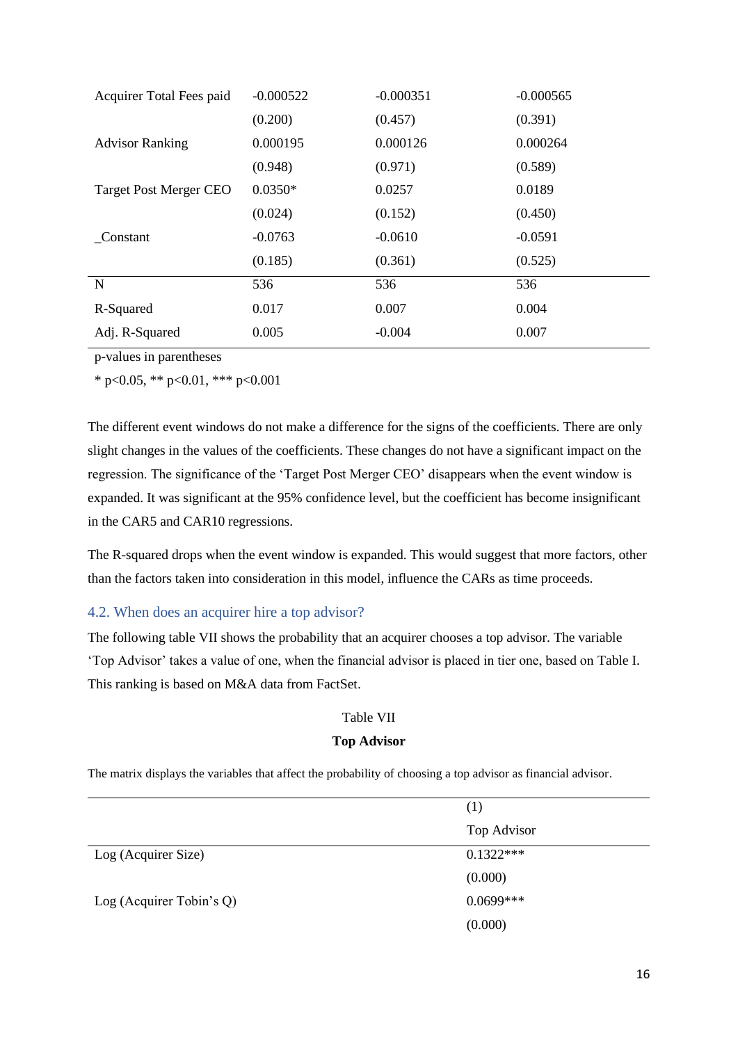| | | | |
|---|---|---|---|
| Acquirer Total Fees paid | -0.000522 | -0.000351 | -0.000565 |
| | (0.200) | (0.457) | (0.391) |
| Advisor Ranking | 0.000195 | 0.000126 | 0.000264 |
| | (0.948) | (0.971) | (0.589) |
| Target Post Merger CEO | 0.0350* | 0.0257 | 0.0189 |
| | (0.024) | (0.152) | (0.450) |
| _Constant | -0.0763 | -0.0610 | -0.0591 |
| | (0.185) | (0.361) | (0.525) |
| N | 536 | 536 | 536 |
| R-Squared | 0.017 | 0.007 | 0.004 |
| Adj. R-Squared | 0.005 | -0.004 | 0.007 |

p-values in parentheses

* p<0.05, ** p<0.01, *** p<0.001

The different event windows do not make a difference for the signs of the coefficients. There are only slight changes in the values of the coefficients. These changes do not have a significant impact on the regression. The significance of the 'Target Post Merger CEO' disappears when the event window is expanded. It was significant at the 95% confidence level, but the coefficient has become insignificant in the CAR5 and CAR10 regressions.

The R-squared drops when the event window is expanded. This would suggest that more factors, other than the factors taken into consideration in this model, influence the CARs as time proceeds.

## 4.2. When does an acquirer hire a top advisor?

The following table VII shows the probability that an acquirer chooses a top advisor. The variable 'Top Advisor' takes a value of one, when the financial advisor is placed in tier one, based on Table I. This ranking is based on M&A data from FactSet.

Table VII

**Top Advisor**

The matrix displays the variables that affect the probability of choosing a top advisor as financial advisor.

| | (1) |
|---|---|
| | Top Advisor |
| Log (Acquirer Size) | 0.1322*** |
| | (0.000) |
| Log (Acquirer Tobin's Q) | 0.0699*** |
| | (0.000) |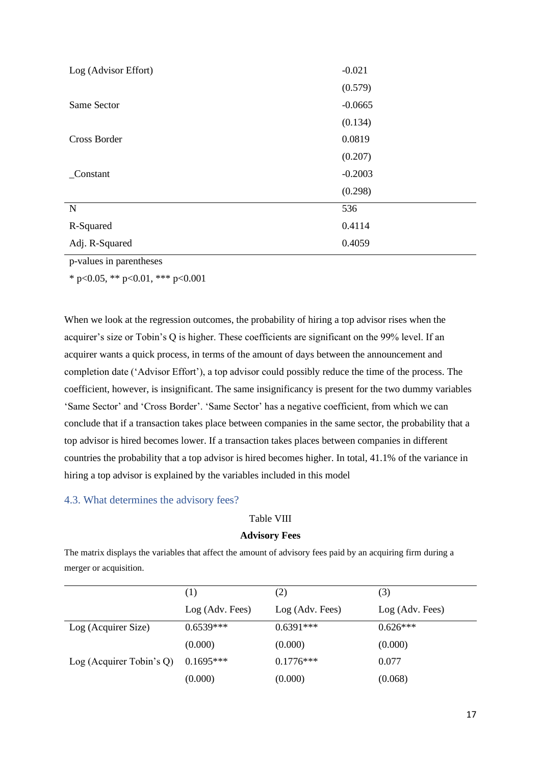| | |
|---|---|
| Log (Advisor Effort) | -0.021 |
| | (0.579) |
| Same Sector | -0.0665 |
| | (0.134) |
| Cross Border | 0.0819 |
| | (0.207) |
| _Constant | -0.2003 |
| | (0.298) |
| N | 536 |
| R-Squared | 0.4114 |
| Adj. R-Squared | 0.4059 |

p-values in parentheses

* p<0.05, ** p<0.01, *** p<0.001

When we look at the regression outcomes, the probability of hiring a top advisor rises when the acquirer's size or Tobin's Q is higher. These coefficients are significant on the 99% level. If an acquirer wants a quick process, in terms of the amount of days between the announcement and completion date ('Advisor Effort'), a top advisor could possibly reduce the time of the process. The coefficient, however, is insignificant. The same insignificancy is present for the two dummy variables 'Same Sector' and 'Cross Border'. 'Same Sector' has a negative coefficient, from which we can conclude that if a transaction takes place between companies in the same sector, the probability that a top advisor is hired becomes lower. If a transaction takes places between companies in different countries the probability that a top advisor is hired becomes higher. In total, 41.1% of the variance in hiring a top advisor is explained by the variables included in this model

### 4.3. What determines the advisory fees?

Table VIII

**Advisory Fees**

The matrix displays the variables that affect the amount of advisory fees paid by an acquiring firm during a merger or acquisition.

| | (1) | (2) | (3) |
|---|---|---|---|
| | Log (Adv. Fees) | Log (Adv. Fees) | Log (Adv. Fees) |
| Log (Acquirer Size) | 0.6539*** | 0.6391*** | 0.626*** |
| | (0.000) | (0.000) | (0.000) |
| Log (Acquirer Tobin's Q) | 0.1695*** | 0.1776*** | 0.077 |
| | (0.000) | (0.000) | (0.068) |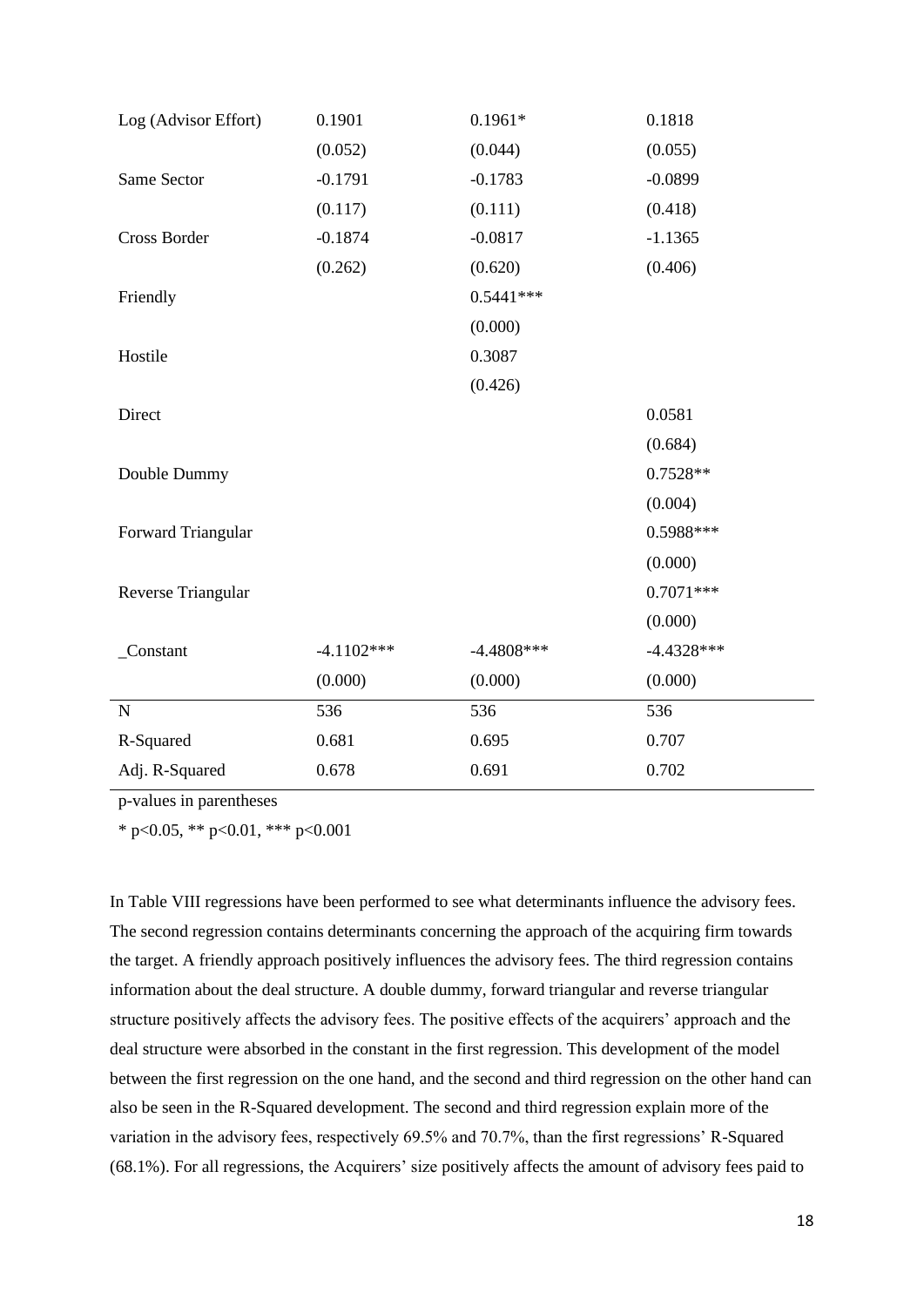| | | | |
|---|---|---|---|
| Log (Advisor Effort) | 0.1901 | 0.1961* | 0.1818 |
| | (0.052) | (0.044) | (0.055) |
| Same Sector | -0.1791 | -0.1783 | -0.0899 |
| | (0.117) | (0.111) | (0.418) |
| Cross Border | -0.1874 | -0.0817 | -1.1365 |
| | (0.262) | (0.620) | (0.406) |
| Friendly | | 0.5441*** | |
| | | (0.000) | |
| Hostile | | 0.3087 | |
| | | (0.426) | |
| Direct | | | 0.0581 |
| | | | (0.684) |
| Double Dummy | | | 0.7528** |
| | | | (0.004) |
| Forward Triangular | | | 0.5988*** |
| | | | (0.000) |
| Reverse Triangular | | | 0.7071*** |
| | | | (0.000) |
| _Constant | -4.1102*** | -4.4808*** | -4.4328*** |
| | (0.000) | (0.000) | (0.000) |
| N | 536 | 536 | 536 |
| R-Squared | 0.681 | 0.695 | 0.707 |
| Adj. R-Squared | 0.678 | 0.691 | 0.702 |

p-values in parentheses

* p<0.05, ** p<0.01, *** p<0.001

In Table VIII regressions have been performed to see what determinants influence the advisory fees. The second regression contains determinants concerning the approach of the acquiring firm towards the target. A friendly approach positively influences the advisory fees. The third regression contains information about the deal structure. A double dummy, forward triangular and reverse triangular structure positively affects the advisory fees. The positive effects of the acquirers' approach and the deal structure were absorbed in the constant in the first regression. This development of the model between the first regression on the one hand, and the second and third regression on the other hand can also be seen in the R-Squared development. The second and third regression explain more of the variation in the advisory fees, respectively 69.5% and 70.7%, than the first regressions' R-Squared (68.1%). For all regressions, the Acquirers' size positively affects the amount of advisory fees paid to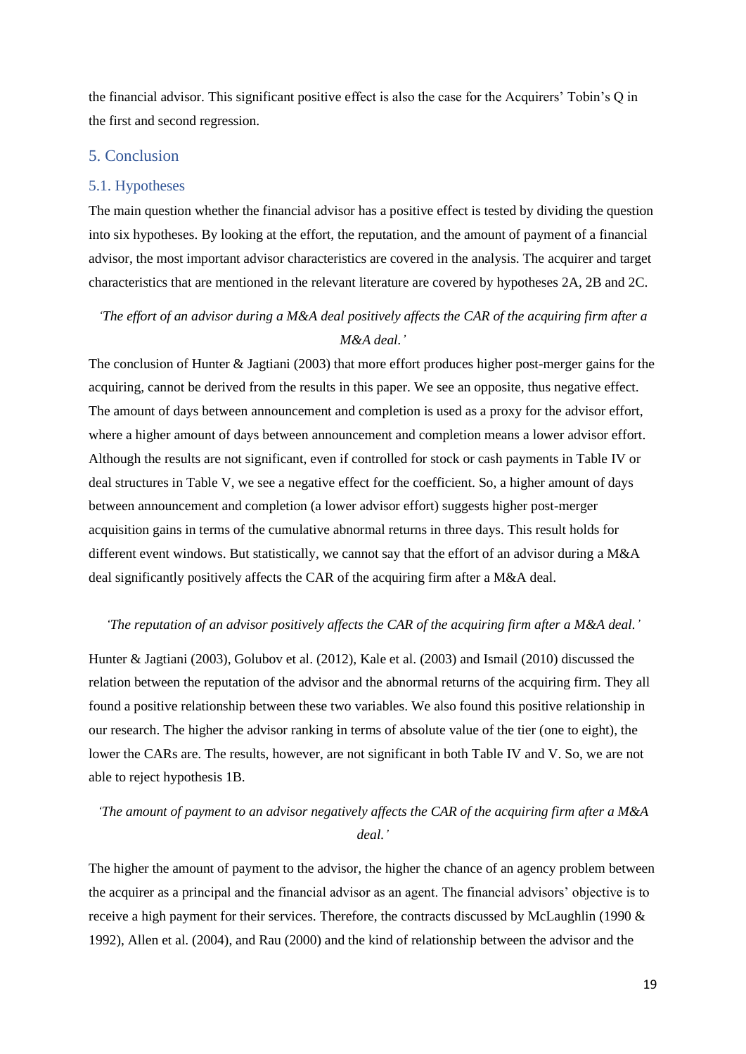the financial advisor. This significant positive effect is also the case for the Acquirers' Tobin's Q in the first and second regression.

## 5. Conclusion

### 5.1. Hypotheses

The main question whether the financial advisor has a positive effect is tested by dividing the question into six hypotheses. By looking at the effort, the reputation, and the amount of payment of a financial advisor, the most important advisor characteristics are covered in the analysis. The acquirer and target characteristics that are mentioned in the relevant literature are covered by hypotheses 2A, 2B and 2C.

*'The effort of an advisor during a M&A deal positively affects the CAR of the acquiring firm after a M&A deal.'*

The conclusion of Hunter & Jagtiani (2003) that more effort produces higher post-merger gains for the acquiring, cannot be derived from the results in this paper. We see an opposite, thus negative effect. The amount of days between announcement and completion is used as a proxy for the advisor effort, where a higher amount of days between announcement and completion means a lower advisor effort. Although the results are not significant, even if controlled for stock or cash payments in Table IV or deal structures in Table V, we see a negative effect for the coefficient. So, a higher amount of days between announcement and completion (a lower advisor effort) suggests higher post-merger acquisition gains in terms of the cumulative abnormal returns in three days. This result holds for different event windows. But statistically, we cannot say that the effort of an advisor during a M&A deal significantly positively affects the CAR of the acquiring firm after a M&A deal.

*'The reputation of an advisor positively affects the CAR of the acquiring firm after a M&A deal.'*

Hunter & Jagtiani (2003), Golubov et al. (2012), Kale et al. (2003) and Ismail (2010) discussed the relation between the reputation of the advisor and the abnormal returns of the acquiring firm. They all found a positive relationship between these two variables. We also found this positive relationship in our research. The higher the advisor ranking in terms of absolute value of the tier (one to eight), the lower the CARs are. The results, however, are not significant in both Table IV and V. So, we are not able to reject hypothesis 1B.

*'The amount of payment to an advisor negatively affects the CAR of the acquiring firm after a M&A deal.'*

The higher the amount of payment to the advisor, the higher the chance of an agency problem between the acquirer as a principal and the financial advisor as an agent. The financial advisors' objective is to receive a high payment for their services. Therefore, the contracts discussed by McLaughlin (1990 & 1992), Allen et al. (2004), and Rau (2000) and the kind of relationship between the advisor and the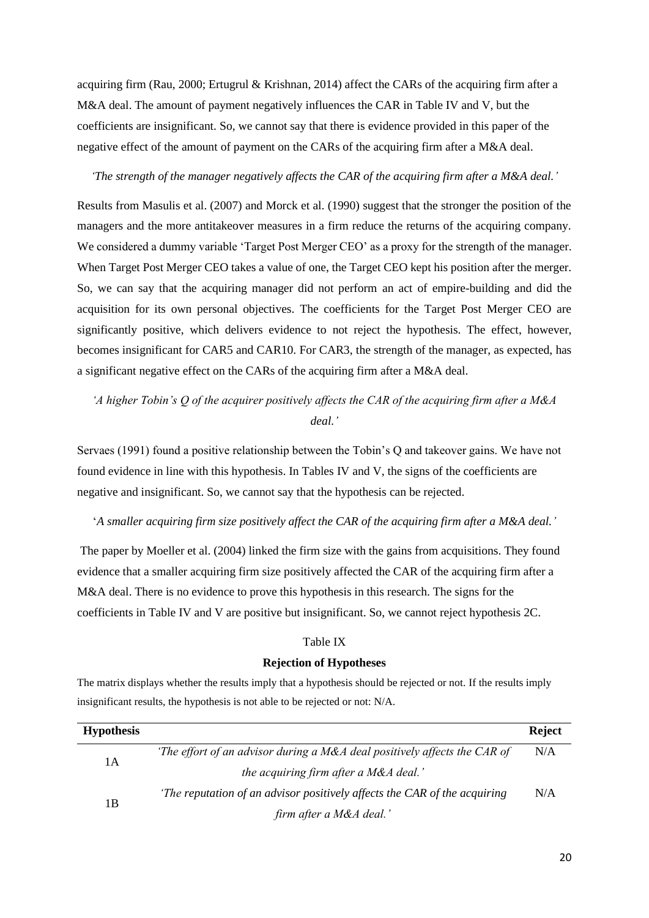acquiring firm (Rau, 2000; Ertugrul & Krishnan, 2014) affect the CARs of the acquiring firm after a M&A deal. The amount of payment negatively influences the CAR in Table IV and V, but the coefficients are insignificant. So, we cannot say that there is evidence provided in this paper of the negative effect of the amount of payment on the CARs of the acquiring firm after a M&A deal.

*'The strength of the manager negatively affects the CAR of the acquiring firm after a M&A deal.'*

Results from Masulis et al. (2007) and Morck et al. (1990) suggest that the stronger the position of the managers and the more antitakeover measures in a firm reduce the returns of the acquiring company. We considered a dummy variable 'Target Post Merger CEO' as a proxy for the strength of the manager. When Target Post Merger CEO takes a value of one, the Target CEO kept his position after the merger. So, we can say that the acquiring manager did not perform an act of empire-building and did the acquisition for its own personal objectives. The coefficients for the Target Post Merger CEO are significantly positive, which delivers evidence to not reject the hypothesis. The effect, however, becomes insignificant for CAR5 and CAR10. For CAR3, the strength of the manager, as expected, has a significant negative effect on the CARs of the acquiring firm after a M&A deal.

*'A higher Tobin's Q of the acquirer positively affects the CAR of the acquiring firm after a M&A deal.'*

Servaes (1991) found a positive relationship between the Tobin's Q and takeover gains. We have not found evidence in line with this hypothesis. In Tables IV and V, the signs of the coefficients are negative and insignificant. So, we cannot say that the hypothesis can be rejected.

*'A smaller acquiring firm size positively affect the CAR of the acquiring firm after a M&A deal.'*

The paper by Moeller et al. (2004) linked the firm size with the gains from acquisitions. They found evidence that a smaller acquiring firm size positively affected the CAR of the acquiring firm after a M&A deal. There is no evidence to prove this hypothesis in this research. The signs for the coefficients in Table IV and V are positive but insignificant. So, we cannot reject hypothesis 2C.

Table IX

**Rejection of Hypotheses**

The matrix displays whether the results imply that a hypothesis should be rejected or not. If the results imply insignificant results, the hypothesis is not able to be rejected or not: N/A.

| Hypothesis | | Reject |
|---|---|---|
| 1A | *'The effort of an advisor during a M&A deal positively affects the CAR of the acquiring firm after a M&A deal.'* | N/A |
| 1B | *'The reputation of an advisor positively affects the CAR of the acquiring firm after a M&A deal.'* | N/A |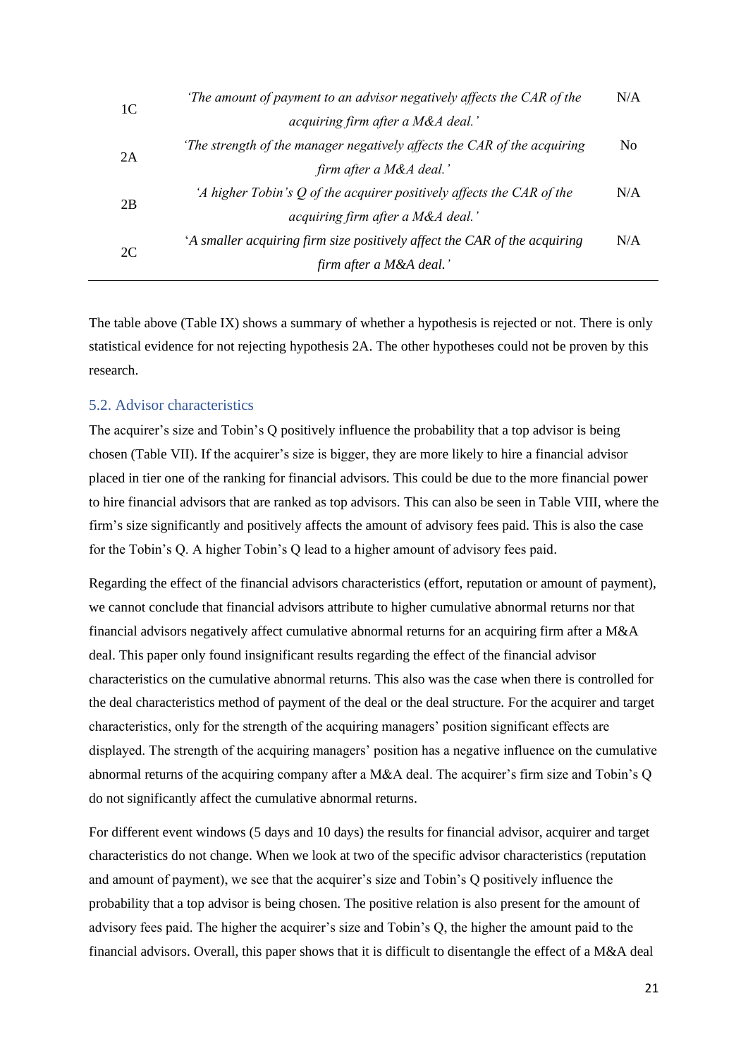| | | |
|---|---|---|
| 1C | *'The amount of payment to an advisor negatively affects the CAR of the acquiring firm after a M&A deal.'* | N/A |
| 2A | *'The strength of the manager negatively affects the CAR of the acquiring firm after a M&A deal.'* | No |
| 2B | *'A higher Tobin's Q of the acquirer positively affects the CAR of the acquiring firm after a M&A deal.'* | N/A |
| 2C | '*A smaller acquiring firm size positively affect the CAR of the acquiring firm after a M&A deal.'* | N/A |

The table above (Table IX) shows a summary of whether a hypothesis is rejected or not. There is only statistical evidence for not rejecting hypothesis 2A. The other hypotheses could not be proven by this research.

## 5.2. Advisor characteristics

The acquirer's size and Tobin's Q positively influence the probability that a top advisor is being chosen (Table VII). If the acquirer's size is bigger, they are more likely to hire a financial advisor placed in tier one of the ranking for financial advisors. This could be due to the more financial power to hire financial advisors that are ranked as top advisors. This can also be seen in Table VIII, where the firm's size significantly and positively affects the amount of advisory fees paid. This is also the case for the Tobin's Q. A higher Tobin's Q lead to a higher amount of advisory fees paid.

Regarding the effect of the financial advisors characteristics (effort, reputation or amount of payment), we cannot conclude that financial advisors attribute to higher cumulative abnormal returns nor that financial advisors negatively affect cumulative abnormal returns for an acquiring firm after a M&A deal. This paper only found insignificant results regarding the effect of the financial advisor characteristics on the cumulative abnormal returns. This also was the case when there is controlled for the deal characteristics method of payment of the deal or the deal structure. For the acquirer and target characteristics, only for the strength of the acquiring managers' position significant effects are displayed. The strength of the acquiring managers' position has a negative influence on the cumulative abnormal returns of the acquiring company after a M&A deal. The acquirer's firm size and Tobin's Q do not significantly affect the cumulative abnormal returns.

For different event windows (5 days and 10 days) the results for financial advisor, acquirer and target characteristics do not change. When we look at two of the specific advisor characteristics (reputation and amount of payment), we see that the acquirer's size and Tobin's Q positively influence the probability that a top advisor is being chosen. The positive relation is also present for the amount of advisory fees paid. The higher the acquirer's size and Tobin's Q, the higher the amount paid to the financial advisors. Overall, this paper shows that it is difficult to disentangle the effect of a M&A deal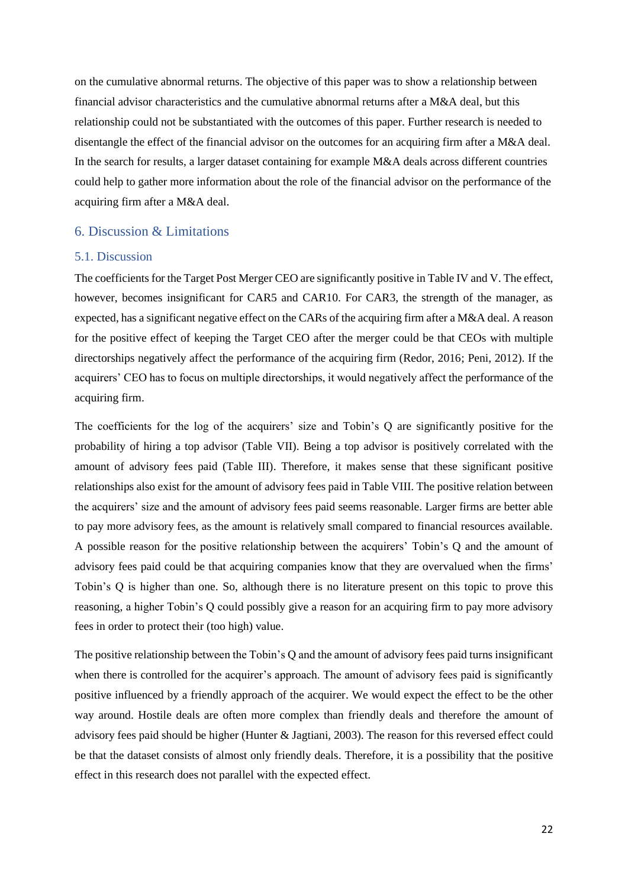on the cumulative abnormal returns. The objective of this paper was to show a relationship between financial advisor characteristics and the cumulative abnormal returns after a M&A deal, but this relationship could not be substantiated with the outcomes of this paper. Further research is needed to disentangle the effect of the financial advisor on the outcomes for an acquiring firm after a M&A deal. In the search for results, a larger dataset containing for example M&A deals across different countries could help to gather more information about the role of the financial advisor on the performance of the acquiring firm after a M&A deal.

## 6. Discussion & Limitations

### 5.1. Discussion

The coefficients for the Target Post Merger CEO are significantly positive in Table IV and V. The effect, however, becomes insignificant for CAR5 and CAR10. For CAR3, the strength of the manager, as expected, has a significant negative effect on the CARs of the acquiring firm after a M&A deal. A reason for the positive effect of keeping the Target CEO after the merger could be that CEOs with multiple directorships negatively affect the performance of the acquiring firm (Redor, 2016; Peni, 2012). If the acquirers' CEO has to focus on multiple directorships, it would negatively affect the performance of the acquiring firm.

The coefficients for the log of the acquirers' size and Tobin's Q are significantly positive for the probability of hiring a top advisor (Table VII). Being a top advisor is positively correlated with the amount of advisory fees paid (Table III). Therefore, it makes sense that these significant positive relationships also exist for the amount of advisory fees paid in Table VIII. The positive relation between the acquirers' size and the amount of advisory fees paid seems reasonable. Larger firms are better able to pay more advisory fees, as the amount is relatively small compared to financial resources available. A possible reason for the positive relationship between the acquirers' Tobin's Q and the amount of advisory fees paid could be that acquiring companies know that they are overvalued when the firms' Tobin's Q is higher than one. So, although there is no literature present on this topic to prove this reasoning, a higher Tobin's Q could possibly give a reason for an acquiring firm to pay more advisory fees in order to protect their (too high) value.

The positive relationship between the Tobin's Q and the amount of advisory fees paid turns insignificant when there is controlled for the acquirer's approach. The amount of advisory fees paid is significantly positive influenced by a friendly approach of the acquirer. We would expect the effect to be the other way around. Hostile deals are often more complex than friendly deals and therefore the amount of advisory fees paid should be higher (Hunter & Jagtiani, 2003). The reason for this reversed effect could be that the dataset consists of almost only friendly deals. Therefore, it is a possibility that the positive effect in this research does not parallel with the expected effect.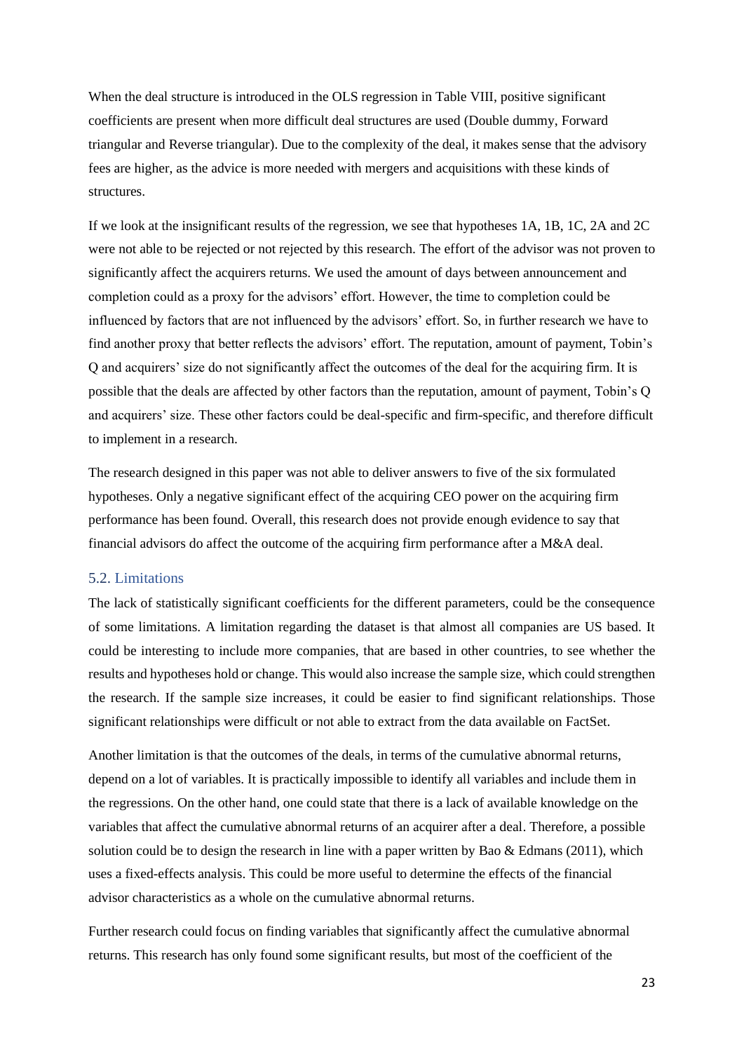When the deal structure is introduced in the OLS regression in Table VIII, positive significant coefficients are present when more difficult deal structures are used (Double dummy, Forward triangular and Reverse triangular). Due to the complexity of the deal, it makes sense that the advisory fees are higher, as the advice is more needed with mergers and acquisitions with these kinds of structures.

If we look at the insignificant results of the regression, we see that hypotheses 1A, 1B, 1C, 2A and 2C were not able to be rejected or not rejected by this research. The effort of the advisor was not proven to significantly affect the acquirers returns. We used the amount of days between announcement and completion could as a proxy for the advisors' effort. However, the time to completion could be influenced by factors that are not influenced by the advisors' effort. So, in further research we have to find another proxy that better reflects the advisors' effort. The reputation, amount of payment, Tobin's Q and acquirers' size do not significantly affect the outcomes of the deal for the acquiring firm. It is possible that the deals are affected by other factors than the reputation, amount of payment, Tobin's Q and acquirers' size. These other factors could be deal-specific and firm-specific, and therefore difficult to implement in a research.

The research designed in this paper was not able to deliver answers to five of the six formulated hypotheses. Only a negative significant effect of the acquiring CEO power on the acquiring firm performance has been found. Overall, this research does not provide enough evidence to say that financial advisors do affect the outcome of the acquiring firm performance after a M&A deal.

## 5.2. Limitations

The lack of statistically significant coefficients for the different parameters, could be the consequence of some limitations. A limitation regarding the dataset is that almost all companies are US based. It could be interesting to include more companies, that are based in other countries, to see whether the results and hypotheses hold or change. This would also increase the sample size, which could strengthen the research. If the sample size increases, it could be easier to find significant relationships. Those significant relationships were difficult or not able to extract from the data available on FactSet.

Another limitation is that the outcomes of the deals, in terms of the cumulative abnormal returns, depend on a lot of variables. It is practically impossible to identify all variables and include them in the regressions. On the other hand, one could state that there is a lack of available knowledge on the variables that affect the cumulative abnormal returns of an acquirer after a deal. Therefore, a possible solution could be to design the research in line with a paper written by Bao & Edmans (2011), which uses a fixed-effects analysis. This could be more useful to determine the effects of the financial advisor characteristics as a whole on the cumulative abnormal returns.

Further research could focus on finding variables that significantly affect the cumulative abnormal returns. This research has only found some significant results, but most of the coefficient of the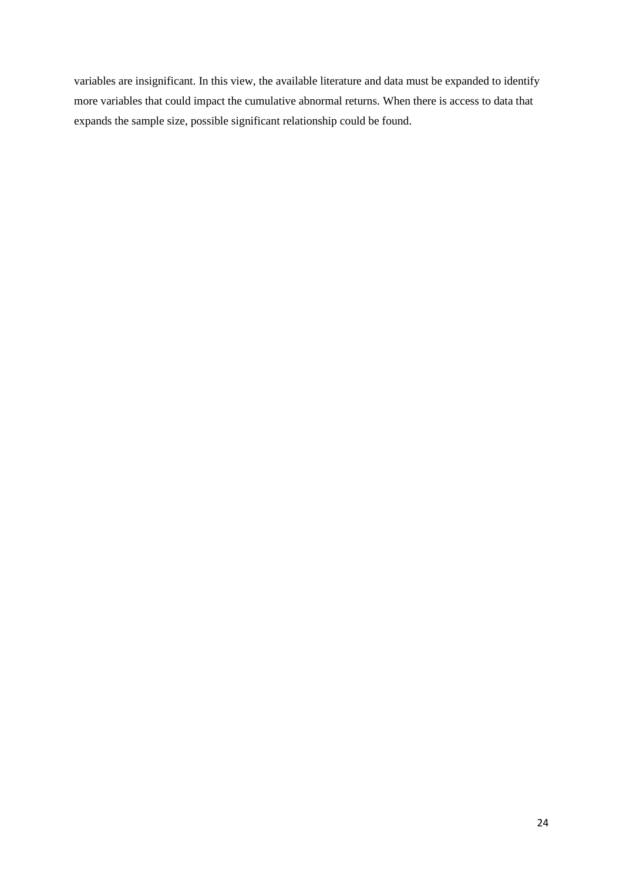variables are insignificant. In this view, the available literature and data must be expanded to identify more variables that could impact the cumulative abnormal returns. When there is access to data that expands the sample size, possible significant relationship could be found.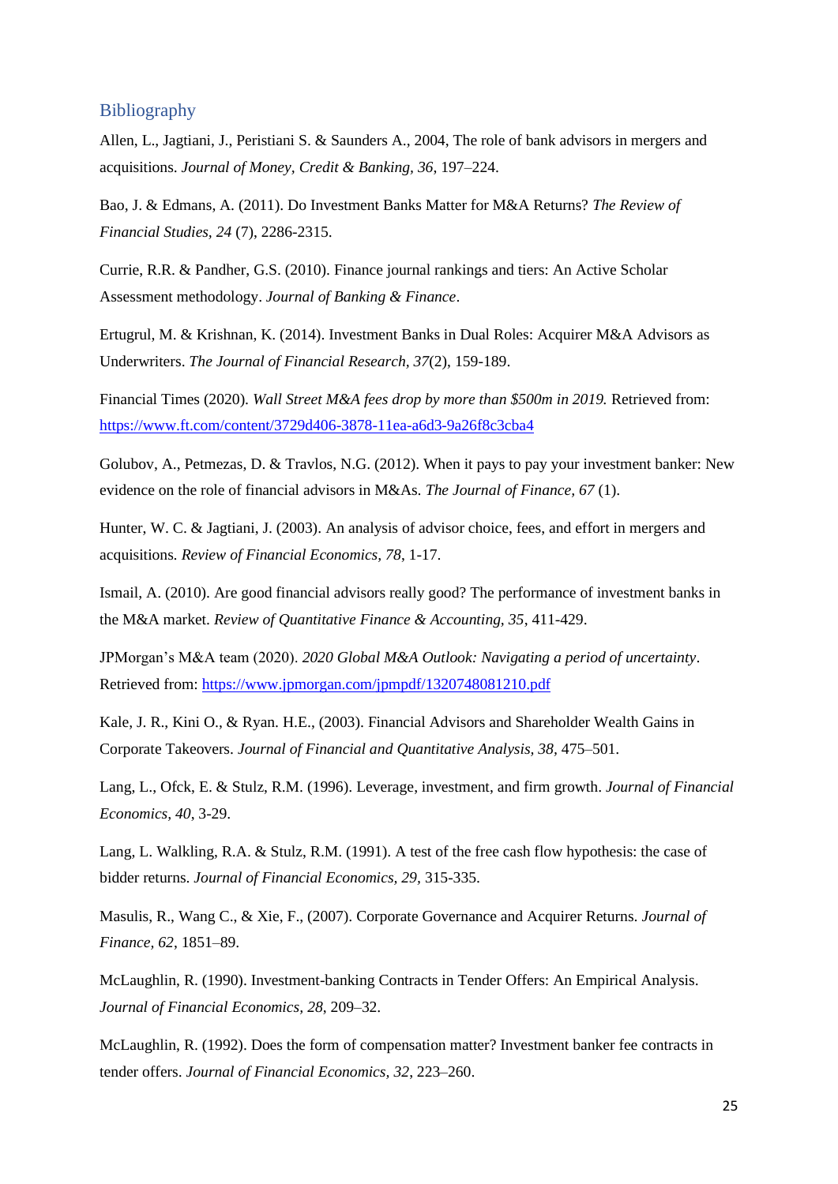## Bibliography

Allen, L., Jagtiani, J., Peristiani S. & Saunders A., 2004, The role of bank advisors in mergers and acquisitions. *Journal of Money, Credit & Banking*, *36*, 197–224.

Bao, J. & Edmans, A. (2011). Do Investment Banks Matter for M&A Returns? *The Review of Financial Studies, 24* (7), 2286-2315.

Currie, R.R. & Pandher, G.S. (2010). Finance journal rankings and tiers: An Active Scholar Assessment methodology. *Journal of Banking & Finance*.

Ertugrul, M. & Krishnan, K. (2014). Investment Banks in Dual Roles: Acquirer M&A Advisors as Underwriters. *The Journal of Financial Research*, *37*(2), 159-189.

Financial Times (2020). *Wall Street M&A fees drop by more than $500m in 2019.* Retrieved from: https://www.ft.com/content/3729d406-3878-11ea-a6d3-9a26f8c3cba4

Golubov, A., Petmezas, D. & Travlos, N.G. (2012). When it pays to pay your investment banker: New evidence on the role of financial advisors in M&As. *The Journal of Finance*, *67* (1).

Hunter, W. C. & Jagtiani, J. (2003). An analysis of advisor choice, fees, and effort in mergers and acquisitions. *Review of Financial Economics*, *78*, 1-17.

Ismail, A. (2010). Are good financial advisors really good? The performance of investment banks in the M&A market. *Review of Quantitative Finance & Accounting*, *35*, 411-429.

JPMorgan's M&A team (2020). *2020 Global M&A Outlook: Navigating a period of uncertainty*. Retrieved from: https://www.jpmorgan.com/jpmpdf/1320748081210.pdf

Kale, J. R., Kini O., & Ryan. H.E., (2003). Financial Advisors and Shareholder Wealth Gains in Corporate Takeovers. *Journal of Financial and Quantitative Analysis*, *38*, 475–501.

Lang, L., Ofck, E. & Stulz, R.M. (1996). Leverage, investment, and firm growth. *Journal of Financial Economics*, *40*, 3-29.

Lang, L. Walkling, R.A. & Stulz, R.M. (1991). A test of the free cash flow hypothesis: the case of bidder returns. *Journal of Financial Economics*, *29*, 315-335.

Masulis, R., Wang C., & Xie, F., (2007). Corporate Governance and Acquirer Returns. *Journal of Finance*, *62*, 1851–89.

McLaughlin, R. (1990). Investment-banking Contracts in Tender Offers: An Empirical Analysis. *Journal of Financial Economics*, *28*, 209–32.

McLaughlin, R. (1992). Does the form of compensation matter? Investment banker fee contracts in tender offers. *Journal of Financial Economics*, *32*, 223–260.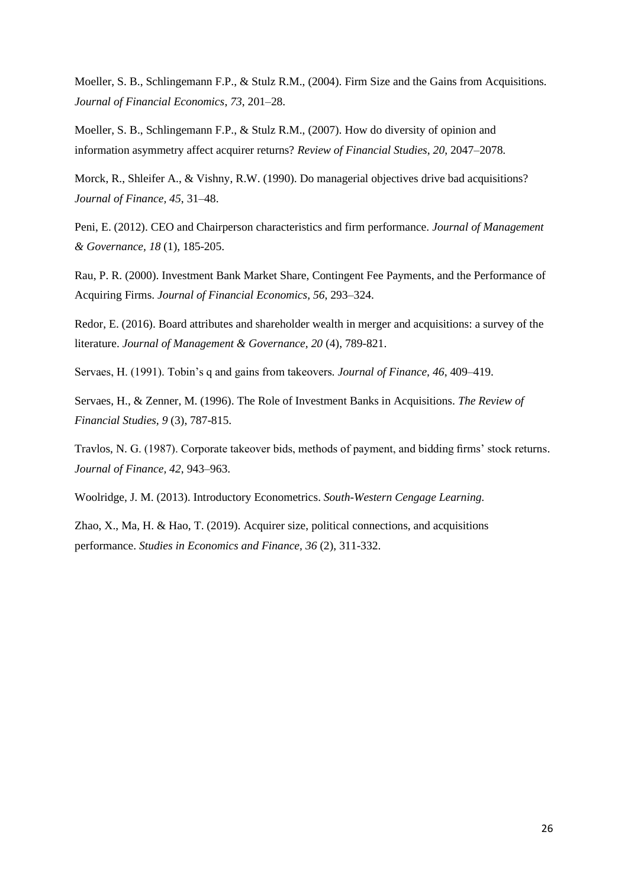Moeller, S. B., Schlingemann F.P., & Stulz R.M., (2004). Firm Size and the Gains from Acquisitions. *Journal of Financial Economics*, *73*, 201–28.

Moeller, S. B., Schlingemann F.P., & Stulz R.M., (2007). How do diversity of opinion and information asymmetry affect acquirer returns? *Review of Financial Studies*, *20*, 2047–2078.

Morck, R., Shleifer A., & Vishny, R.W. (1990). Do managerial objectives drive bad acquisitions? *Journal of Finance, 45*, 31–48.

Peni, E. (2012). CEO and Chairperson characteristics and firm performance. *Journal of Management & Governance, 18* (1), 185-205.

Rau, P. R. (2000). Investment Bank Market Share, Contingent Fee Payments, and the Performance of Acquiring Firms. *Journal of Financial Economics, 56*, 293–324.

Redor, E. (2016). Board attributes and shareholder wealth in merger and acquisitions: a survey of the literature. *Journal of Management & Governance, 20* (4), 789-821.

Servaes, H. (1991). Tobin's q and gains from takeovers. *Journal of Finance, 46*, 409–419.

Servaes, H., & Zenner, M. (1996). The Role of Investment Banks in Acquisitions. *The Review of Financial Studies, 9* (3), 787-815.

Travlos, N. G. (1987). Corporate takeover bids, methods of payment, and bidding firms' stock returns. *Journal of Finance, 42*, 943–963.

Woolridge, J. M. (2013). Introductory Econometrics. *South-Western Cengage Learning.*

Zhao, X., Ma, H. & Hao, T. (2019). Acquirer size, political connections, and acquisitions performance. *Studies in Economics and Finance, 36* (2), 311-332.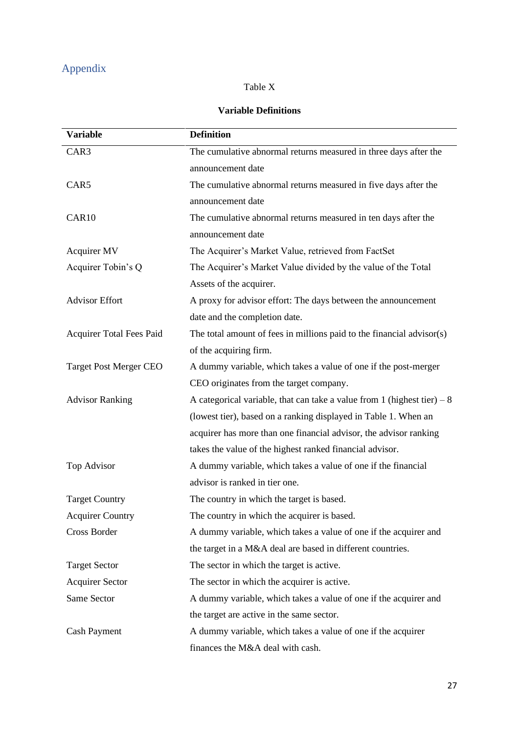## Appendix

Table X

**Variable Definitions**

| Variable | Definition |
|---|---|
| CAR3 | The cumulative abnormal returns measured in three days after the announcement date |
| CAR5 | The cumulative abnormal returns measured in five days after the announcement date |
| CAR10 | The cumulative abnormal returns measured in ten days after the announcement date |
| Acquirer MV | The Acquirer's Market Value, retrieved from FactSet |
| Acquirer Tobin's Q | The Acquirer's Market Value divided by the value of the Total Assets of the acquirer. |
| Advisor Effort | A proxy for advisor effort: The days between the announcement date and the completion date. |
| Acquirer Total Fees Paid | The total amount of fees in millions paid to the financial advisor(s) of the acquiring firm. |
| Target Post Merger CEO | A dummy variable, which takes a value of one if the post-merger CEO originates from the target company. |
| Advisor Ranking | A categorical variable, that can take a value from 1 (highest tier) – 8 (lowest tier), based on a ranking displayed in Table 1. When an acquirer has more than one financial advisor, the advisor ranking takes the value of the highest ranked financial advisor. |
| Top Advisor | A dummy variable, which takes a value of one if the financial advisor is ranked in tier one. |
| Target Country | The country in which the target is based. |
| Acquirer Country | The country in which the acquirer is based. |
| Cross Border | A dummy variable, which takes a value of one if the acquirer and the target in a M&A deal are based in different countries. |
| Target Sector | The sector in which the target is active. |
| Acquirer Sector | The sector in which the acquirer is active. |
| Same Sector | A dummy variable, which takes a value of one if the acquirer and the target are active in the same sector. |
| Cash Payment | A dummy variable, which takes a value of one if the acquirer finances the M&A deal with cash. |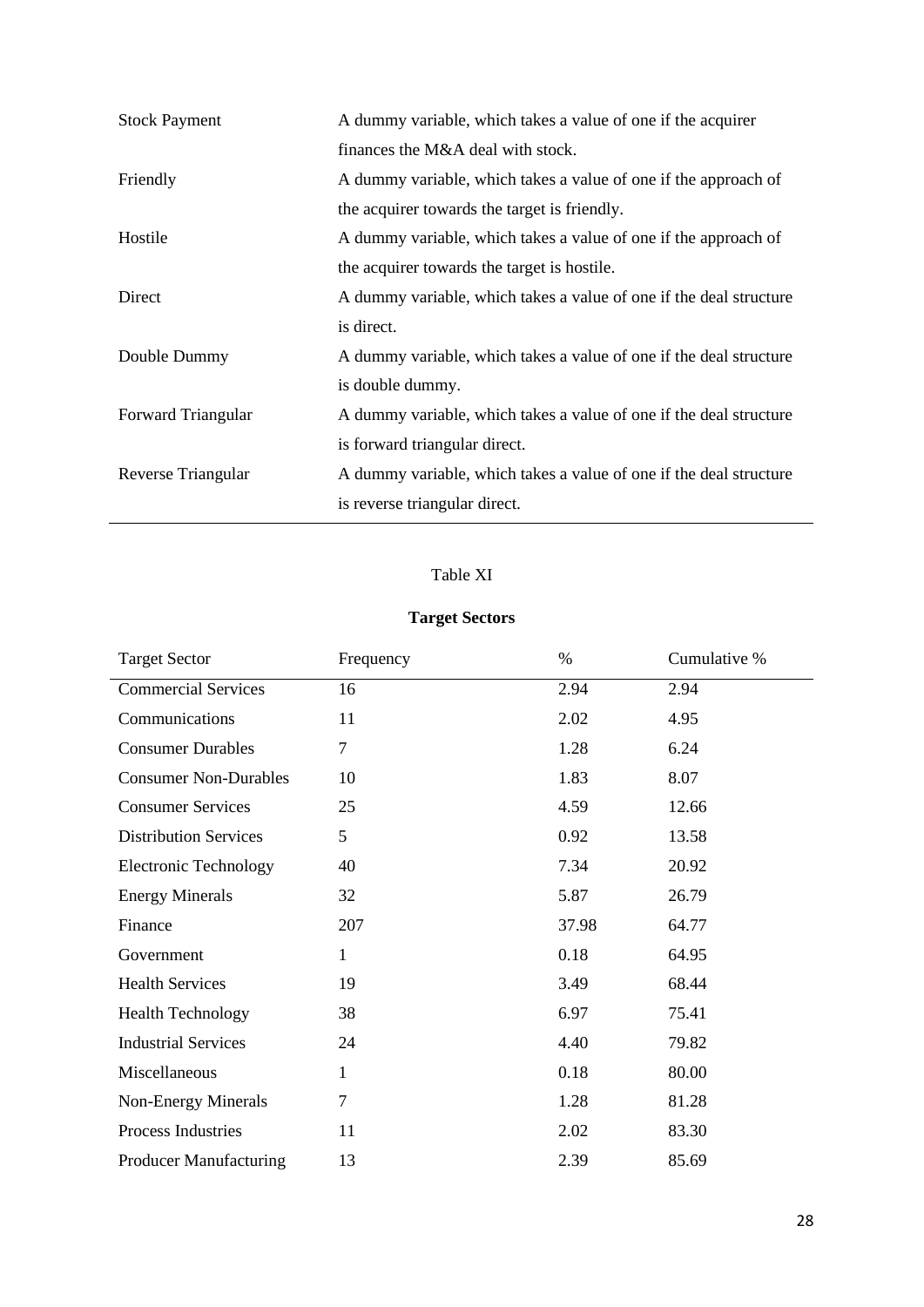| | |
|---|---|
| Stock Payment | A dummy variable, which takes a value of one if the acquirer finances the M&A deal with stock. |
| Friendly | A dummy variable, which takes a value of one if the approach of the acquirer towards the target is friendly. |
| Hostile | A dummy variable, which takes a value of one if the approach of the acquirer towards the target is hostile. |
| Direct | A dummy variable, which takes a value of one if the deal structure is direct. |
| Double Dummy | A dummy variable, which takes a value of one if the deal structure is double dummy. |
| Forward Triangular | A dummy variable, which takes a value of one if the deal structure is forward triangular direct. |
| Reverse Triangular | A dummy variable, which takes a value of one if the deal structure is reverse triangular direct. |

Table XI

**Target Sectors**

| Target Sector | Frequency | % | Cumulative % |
|---|---|---|---|
| Commercial Services | 16 | 2.94 | 2.94 |
| Communications | 11 | 2.02 | 4.95 |
| Consumer Durables | 7 | 1.28 | 6.24 |
| Consumer Non-Durables | 10 | 1.83 | 8.07 |
| Consumer Services | 25 | 4.59 | 12.66 |
| Distribution Services | 5 | 0.92 | 13.58 |
| Electronic Technology | 40 | 7.34 | 20.92 |
| Energy Minerals | 32 | 5.87 | 26.79 |
| Finance | 207 | 37.98 | 64.77 |
| Government | 1 | 0.18 | 64.95 |
| Health Services | 19 | 3.49 | 68.44 |
| Health Technology | 38 | 6.97 | 75.41 |
| Industrial Services | 24 | 4.40 | 79.82 |
| Miscellaneous | 1 | 0.18 | 80.00 |
| Non-Energy Minerals | 7 | 1.28 | 81.28 |
| Process Industries | 11 | 2.02 | 83.30 |
| Producer Manufacturing | 13 | 2.39 | 85.69 |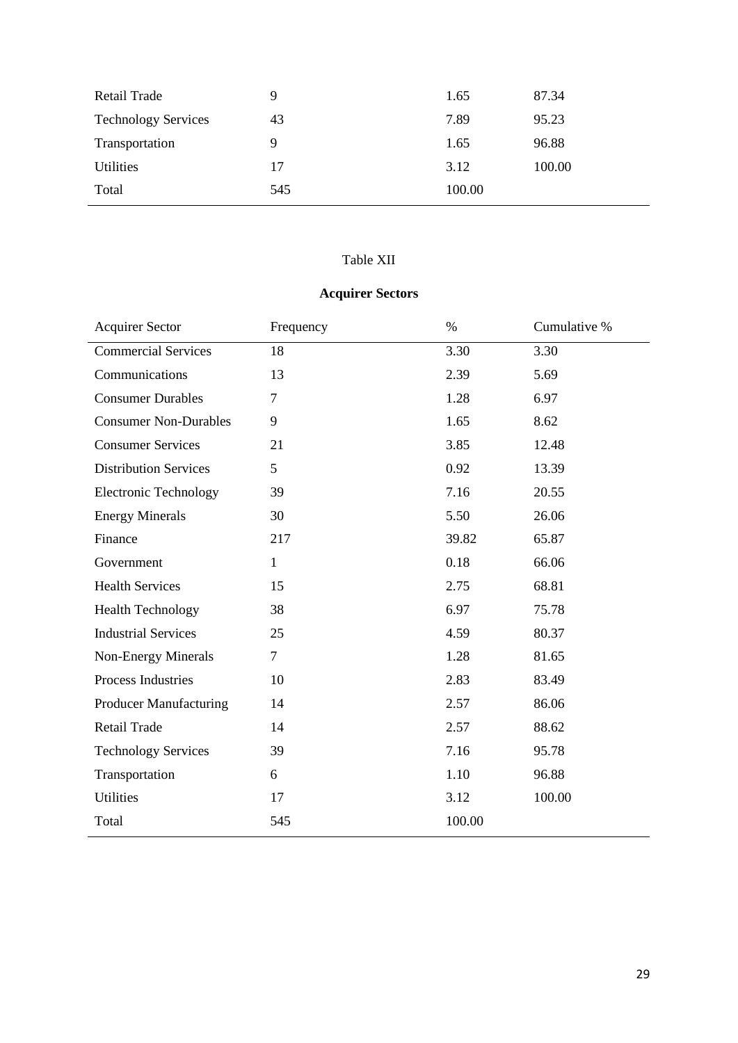| | | | |
|---|---|---|---|
| Retail Trade | 9 | 1.65 | 87.34 |
| Technology Services | 43 | 7.89 | 95.23 |
| Transportation | 9 | 1.65 | 96.88 |
| Utilities | 17 | 3.12 | 100.00 |
| Total | 545 | 100.00 | |

Table XII

**Acquirer Sectors**

| Acquirer Sector | Frequency | % | Cumulative % |
|---|---|---|---|
| Commercial Services | 18 | 3.30 | 3.30 |
| Communications | 13 | 2.39 | 5.69 |
| Consumer Durables | 7 | 1.28 | 6.97 |
| Consumer Non-Durables | 9 | 1.65 | 8.62 |
| Consumer Services | 21 | 3.85 | 12.48 |
| Distribution Services | 5 | 0.92 | 13.39 |
| Electronic Technology | 39 | 7.16 | 20.55 |
| Energy Minerals | 30 | 5.50 | 26.06 |
| Finance | 217 | 39.82 | 65.87 |
| Government | 1 | 0.18 | 66.06 |
| Health Services | 15 | 2.75 | 68.81 |
| Health Technology | 38 | 6.97 | 75.78 |
| Industrial Services | 25 | 4.59 | 80.37 |
| Non-Energy Minerals | 7 | 1.28 | 81.65 |
| Process Industries | 10 | 2.83 | 83.49 |
| Producer Manufacturing | 14 | 2.57 | 86.06 |
| Retail Trade | 14 | 2.57 | 88.62 |
| Technology Services | 39 | 7.16 | 95.78 |
| Transportation | 6 | 1.10 | 96.88 |
| Utilities | 17 | 3.12 | 100.00 |
| Total | 545 | 100.00 | |